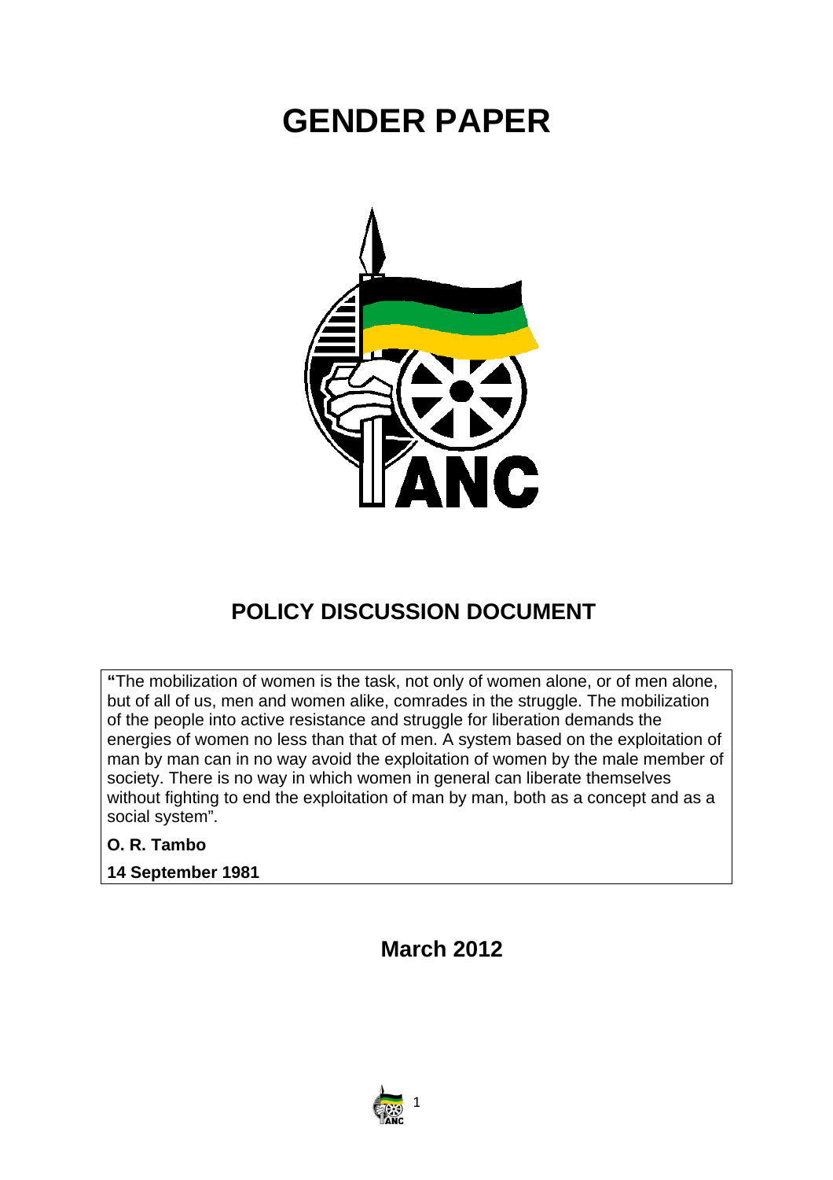# GENDER PAPER

## POLICY DISCUSSION DOCUMENT

> **"**The mobilization of women is the task, not only of women alone, or of men alone, but of all of us, men and women alike, comrades in the struggle. The mobilization of the people into active resistance and struggle for liberation demands the energies of women no less than that of men. A system based on the exploitation of man by man can in no way avoid the exploitation of women by the male member of society. There is no way in which women in general can liberate themselves without fighting to end the exploitation of man by man, both as a concept and as a social system".
>
> **O. R. Tambo**
>
> **14 September 1981**

**March 2012**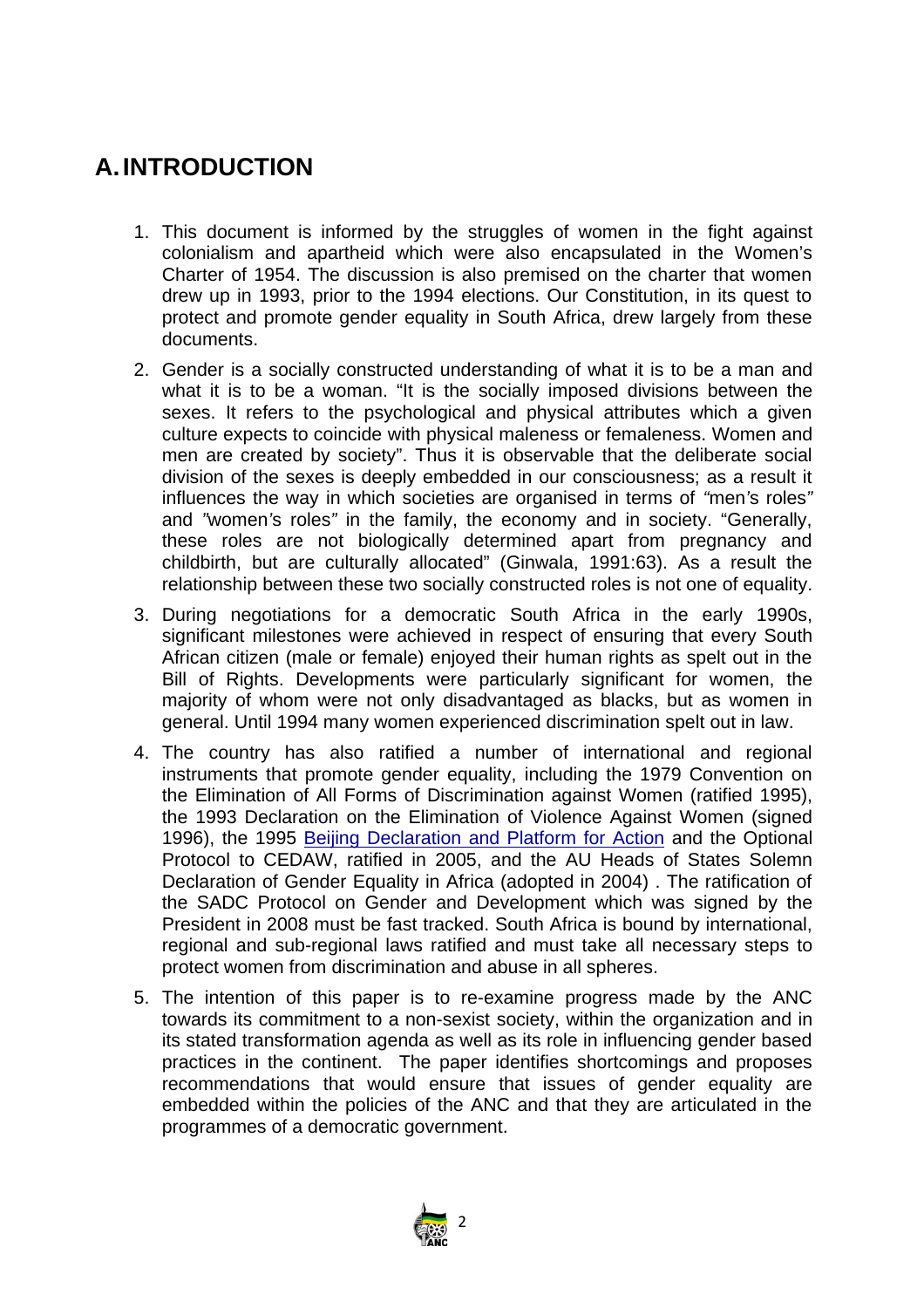# A. INTRODUCTION

1. This document is informed by the struggles of women in the fight against colonialism and apartheid which were also encapsulated in the Women's Charter of 1954. The discussion is also premised on the charter that women drew up in 1993, prior to the 1994 elections. Our Constitution, in its quest to protect and promote gender equality in South Africa, drew largely from these documents.

2. Gender is a socially constructed understanding of what it is to be a man and what it is to be a woman. "It is the socially imposed divisions between the sexes. It refers to the psychological and physical attributes which a given culture expects to coincide with physical maleness or femaleness. Women and men are created by society". Thus it is observable that the deliberate social division of the sexes is deeply embedded in our consciousness; as a result it influences the way in which societies are organised in terms of *"*men*'*s roles*"* and *"*women*'*s roles*"* in the family, the economy and in society. "Generally, these roles are not biologically determined apart from pregnancy and childbirth, but are culturally allocated" (Ginwala, 1991:63). As a result the relationship between these two socially constructed roles is not one of equality.

3. During negotiations for a democratic South Africa in the early 1990s, significant milestones were achieved in respect of ensuring that every South African citizen (male or female) enjoyed their human rights as spelt out in the Bill of Rights. Developments were particularly significant for women, the majority of whom were not only disadvantaged as blacks, but as women in general. Until 1994 many women experienced discrimination spelt out in law.

4. The country has also ratified a number of international and regional instruments that promote gender equality, including the 1979 Convention on the Elimination of All Forms of Discrimination against Women (ratified 1995), the 1993 Declaration on the Elimination of Violence Against Women (signed 1996), the 1995 Beijing Declaration and Platform for Action and the Optional Protocol to CEDAW, ratified in 2005, and the AU Heads of States Solemn Declaration of Gender Equality in Africa (adopted in 2004) . The ratification of the SADC Protocol on Gender and Development which was signed by the President in 2008 must be fast tracked. South Africa is bound by international, regional and sub-regional laws ratified and must take all necessary steps to protect women from discrimination and abuse in all spheres.

5. The intention of this paper is to re-examine progress made by the ANC towards its commitment to a non-sexist society, within the organization and in its stated transformation agenda as well as its role in influencing gender based practices in the continent. The paper identifies shortcomings and proposes recommendations that would ensure that issues of gender equality are embedded within the policies of the ANC and that they are articulated in the programmes of a democratic government.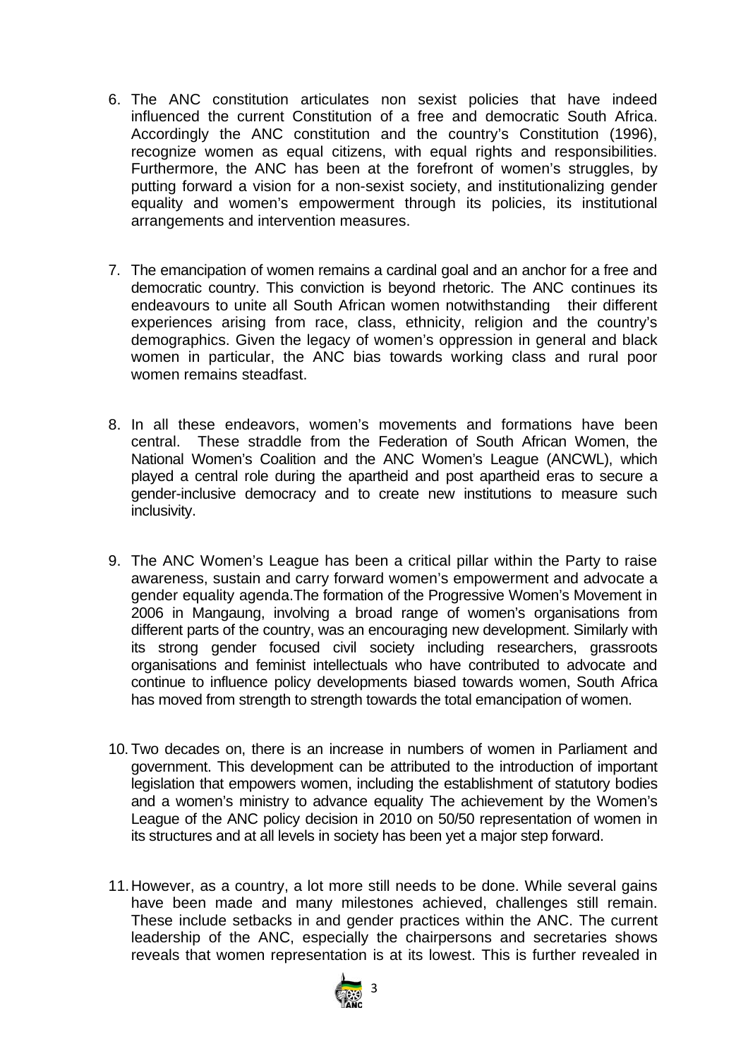6. The ANC constitution articulates non sexist policies that have indeed influenced the current Constitution of a free and democratic South Africa. Accordingly the ANC constitution and the country's Constitution (1996), recognize women as equal citizens, with equal rights and responsibilities. Furthermore, the ANC has been at the forefront of women's struggles, by putting forward a vision for a non-sexist society, and institutionalizing gender equality and women's empowerment through its policies, its institutional arrangements and intervention measures.

7. The emancipation of women remains a cardinal goal and an anchor for a free and democratic country. This conviction is beyond rhetoric. The ANC continues its endeavours to unite all South African women notwithstanding their different experiences arising from race, class, ethnicity, religion and the country's demographics. Given the legacy of women's oppression in general and black women in particular, the ANC bias towards working class and rural poor women remains steadfast.

8. In all these endeavors, women's movements and formations have been central. These straddle from the Federation of South African Women, the National Women's Coalition and the ANC Women's League (ANCWL), which played a central role during the apartheid and post apartheid eras to secure a gender-inclusive democracy and to create new institutions to measure such inclusivity.

9. The ANC Women's League has been a critical pillar within the Party to raise awareness, sustain and carry forward women's empowerment and advocate a gender equality agenda.The formation of the Progressive Women's Movement in 2006 in Mangaung, involving a broad range of women's organisations from different parts of the country, was an encouraging new development. Similarly with its strong gender focused civil society including researchers, grassroots organisations and feminist intellectuals who have contributed to advocate and continue to influence policy developments biased towards women, South Africa has moved from strength to strength towards the total emancipation of women.

10. Two decades on, there is an increase in numbers of women in Parliament and government. This development can be attributed to the introduction of important legislation that empowers women, including the establishment of statutory bodies and a women's ministry to advance equality The achievement by the Women's League of the ANC policy decision in 2010 on 50/50 representation of women in its structures and at all levels in society has been yet a major step forward.

11. However, as a country, a lot more still needs to be done. While several gains have been made and many milestones achieved, challenges still remain. These include setbacks in and gender practices within the ANC. The current leadership of the ANC, especially the chairpersons and secretaries shows reveals that women representation is at its lowest. This is further revealed in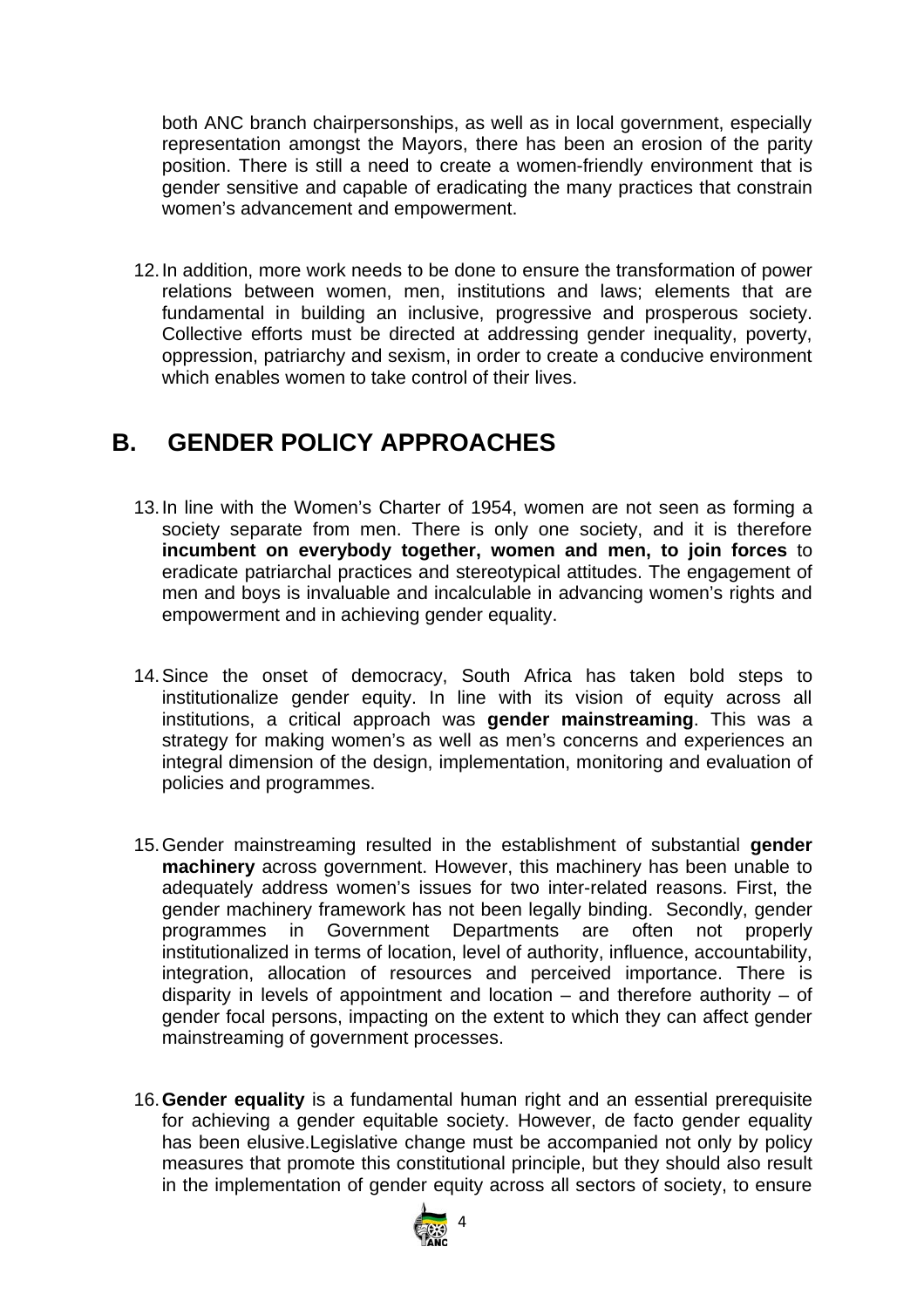both ANC branch chairpersonships, as well as in local government, especially representation amongst the Mayors, there has been an erosion of the parity position. There is still a need to create a women-friendly environment that is gender sensitive and capable of eradicating the many practices that constrain women's advancement and empowerment.

12. In addition, more work needs to be done to ensure the transformation of power relations between women, men, institutions and laws; elements that are fundamental in building an inclusive, progressive and prosperous society. Collective efforts must be directed at addressing gender inequality, poverty, oppression, patriarchy and sexism, in order to create a conducive environment which enables women to take control of their lives.

## B. GENDER POLICY APPROACHES

13. In line with the Women's Charter of 1954, women are not seen as forming a society separate from men. There is only one society, and it is therefore **incumbent on everybody together, women and men, to join forces** to eradicate patriarchal practices and stereotypical attitudes. The engagement of men and boys is invaluable and incalculable in advancing women's rights and empowerment and in achieving gender equality.

14. Since the onset of democracy, South Africa has taken bold steps to institutionalize gender equity. In line with its vision of equity across all institutions, a critical approach was **gender mainstreaming**. This was a strategy for making women's as well as men's concerns and experiences an integral dimension of the design, implementation, monitoring and evaluation of policies and programmes.

15. Gender mainstreaming resulted in the establishment of substantial **gender machinery** across government. However, this machinery has been unable to adequately address women's issues for two inter-related reasons. First, the gender machinery framework has not been legally binding. Secondly, gender programmes in Government Departments are often not properly institutionalized in terms of location, level of authority, influence, accountability, integration, allocation of resources and perceived importance. There is disparity in levels of appointment and location – and therefore authority – of gender focal persons, impacting on the extent to which they can affect gender mainstreaming of government processes.

16. **Gender equality** is a fundamental human right and an essential prerequisite for achieving a gender equitable society. However, de facto gender equality has been elusive.Legislative change must be accompanied not only by policy measures that promote this constitutional principle, but they should also result in the implementation of gender equity across all sectors of society, to ensure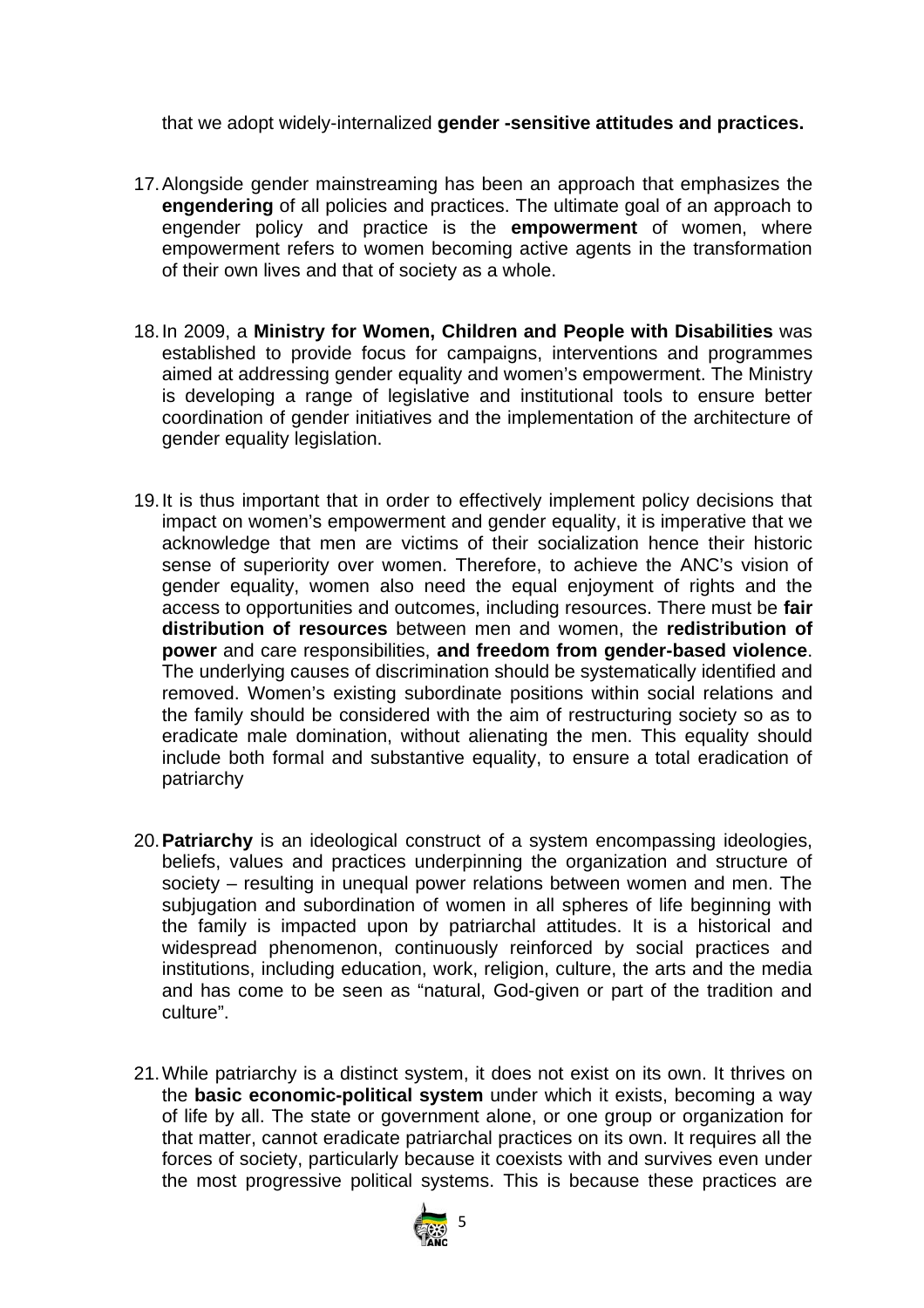that we adopt widely-internalized **gender -sensitive attitudes and practices.**

17. Alongside gender mainstreaming has been an approach that emphasizes the **engendering** of all policies and practices. The ultimate goal of an approach to engender policy and practice is the **empowerment** of women, where empowerment refers to women becoming active agents in the transformation of their own lives and that of society as a whole.

18. In 2009, a **Ministry for Women, Children and People with Disabilities** was established to provide focus for campaigns, interventions and programmes aimed at addressing gender equality and women's empowerment. The Ministry is developing a range of legislative and institutional tools to ensure better coordination of gender initiatives and the implementation of the architecture of gender equality legislation.

19. It is thus important that in order to effectively implement policy decisions that impact on women's empowerment and gender equality, it is imperative that we acknowledge that men are victims of their socialization hence their historic sense of superiority over women. Therefore, to achieve the ANC's vision of gender equality, women also need the equal enjoyment of rights and the access to opportunities and outcomes, including resources. There must be **fair distribution of resources** between men and women, the **redistribution of power** and care responsibilities, **and freedom from gender-based violence**. The underlying causes of discrimination should be systematically identified and removed. Women's existing subordinate positions within social relations and the family should be considered with the aim of restructuring society so as to eradicate male domination, without alienating the men. This equality should include both formal and substantive equality, to ensure a total eradication of patriarchy

20. **Patriarchy** is an ideological construct of a system encompassing ideologies, beliefs, values and practices underpinning the organization and structure of society – resulting in unequal power relations between women and men. The subjugation and subordination of women in all spheres of life beginning with the family is impacted upon by patriarchal attitudes. It is a historical and widespread phenomenon, continuously reinforced by social practices and institutions, including education, work, religion, culture, the arts and the media and has come to be seen as "natural, God-given or part of the tradition and culture".

21. While patriarchy is a distinct system, it does not exist on its own. It thrives on the **basic economic-political system** under which it exists, becoming a way of life by all. The state or government alone, or one group or organization for that matter, cannot eradicate patriarchal practices on its own. It requires all the forces of society, particularly because it coexists with and survives even under the most progressive political systems. This is because these practices are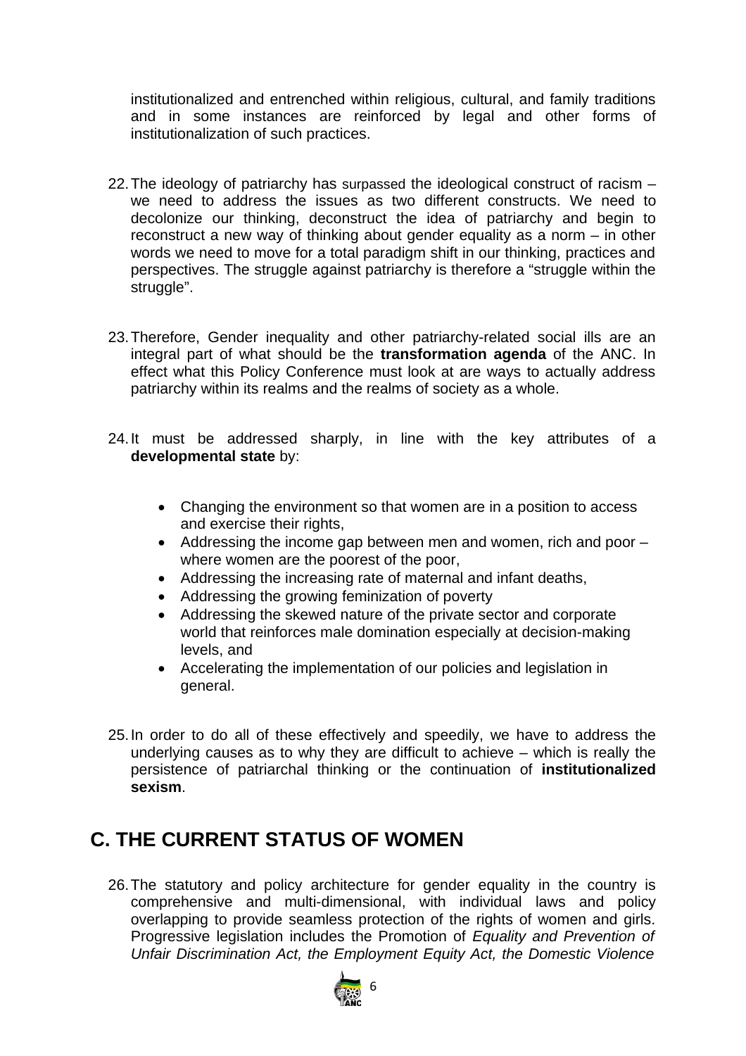institutionalized and entrenched within religious, cultural, and family traditions and in some instances are reinforced by legal and other forms of institutionalization of such practices.

22. The ideology of patriarchy has surpassed the ideological construct of racism – we need to address the issues as two different constructs. We need to decolonize our thinking, deconstruct the idea of patriarchy and begin to reconstruct a new way of thinking about gender equality as a norm – in other words we need to move for a total paradigm shift in our thinking, practices and perspectives. The struggle against patriarchy is therefore a "struggle within the struggle".

23. Therefore, Gender inequality and other patriarchy-related social ills are an integral part of what should be the **transformation agenda** of the ANC. In effect what this Policy Conference must look at are ways to actually address patriarchy within its realms and the realms of society as a whole.

24. It must be addressed sharply, in line with the key attributes of a **developmental state** by:

    - Changing the environment so that women are in a position to access and exercise their rights,
    - Addressing the income gap between men and women, rich and poor – where women are the poorest of the poor,
    - Addressing the increasing rate of maternal and infant deaths,
    - Addressing the growing feminization of poverty
    - Addressing the skewed nature of the private sector and corporate world that reinforces male domination especially at decision-making levels, and
    - Accelerating the implementation of our policies and legislation in general.

25. In order to do all of these effectively and speedily, we have to address the underlying causes as to why they are difficult to achieve – which is really the persistence of patriarchal thinking or the continuation of **institutionalized sexism**.

## C. THE CURRENT STATUS OF WOMEN

26. The statutory and policy architecture for gender equality in the country is comprehensive and multi-dimensional, with individual laws and policy overlapping to provide seamless protection of the rights of women and girls. Progressive legislation includes the Promotion of *Equality and Prevention of Unfair Discrimination Act, the Employment Equity Act, the Domestic Violence*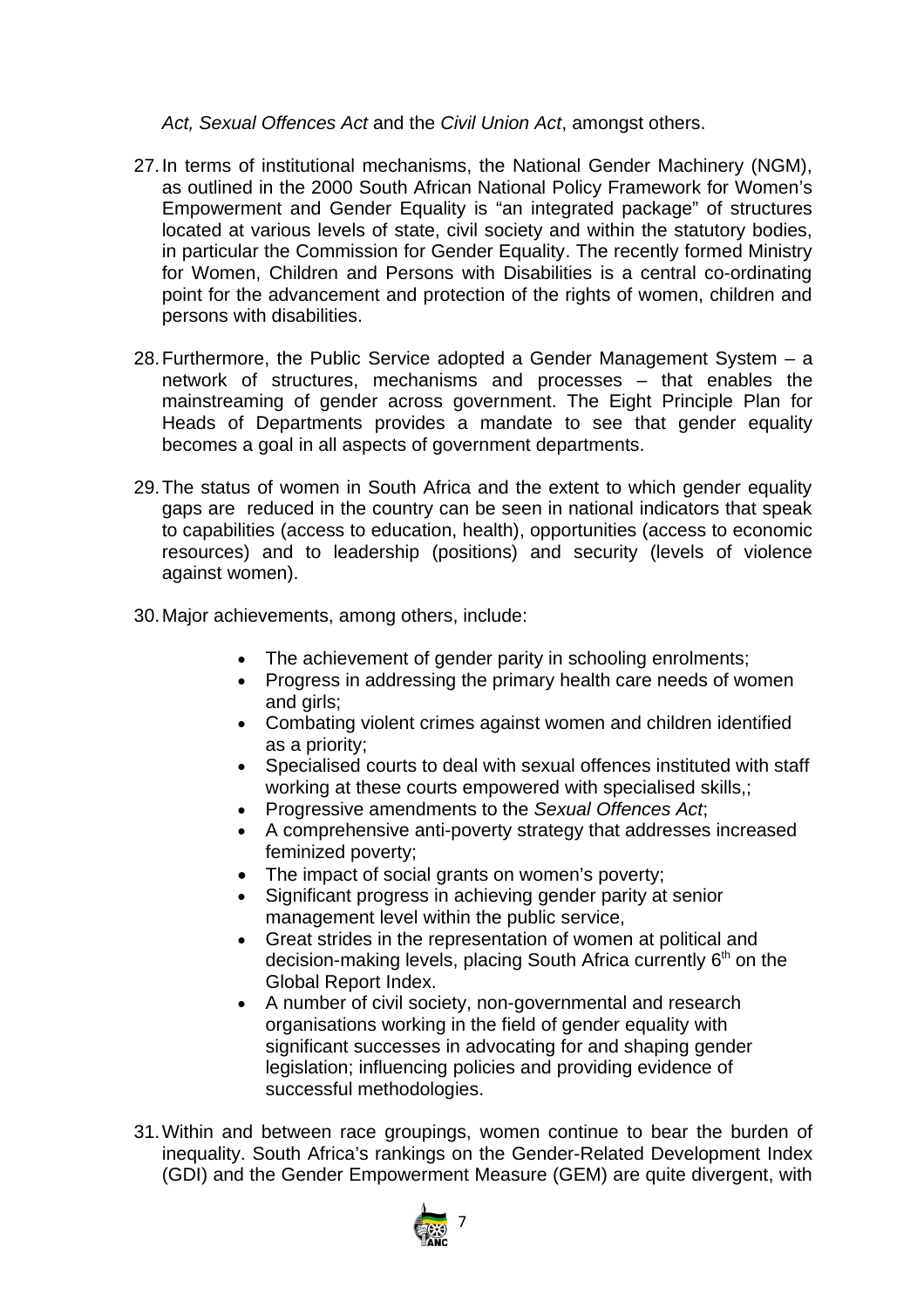*Act, Sexual Offences Act* and the *Civil Union Act*, amongst others.

27. In terms of institutional mechanisms, the National Gender Machinery (NGM), as outlined in the 2000 South African National Policy Framework for Women's Empowerment and Gender Equality is "an integrated package" of structures located at various levels of state, civil society and within the statutory bodies, in particular the Commission for Gender Equality. The recently formed Ministry for Women, Children and Persons with Disabilities is a central co-ordinating point for the advancement and protection of the rights of women, children and persons with disabilities.

28. Furthermore, the Public Service adopted a Gender Management System – a network of structures, mechanisms and processes – that enables the mainstreaming of gender across government. The Eight Principle Plan for Heads of Departments provides a mandate to see that gender equality becomes a goal in all aspects of government departments.

29. The status of women in South Africa and the extent to which gender equality gaps are reduced in the country can be seen in national indicators that speak to capabilities (access to education, health), opportunities (access to economic resources) and to leadership (positions) and security (levels of violence against women).

30. Major achievements, among others, include:

    - The achievement of gender parity in schooling enrolments;
    - Progress in addressing the primary health care needs of women and girls;
    - Combating violent crimes against women and children identified as a priority;
    - Specialised courts to deal with sexual offences instituted with staff working at these courts empowered with specialised skills,;
    - Progressive amendments to the *Sexual Offences Act*;
    - A comprehensive anti-poverty strategy that addresses increased feminized poverty;
    - The impact of social grants on women's poverty;
    - Significant progress in achieving gender parity at senior management level within the public service,
    - Great strides in the representation of women at political and decision-making levels, placing South Africa currently 6th on the Global Report Index.
    - A number of civil society, non-governmental and research organisations working in the field of gender equality with significant successes in advocating for and shaping gender legislation; influencing policies and providing evidence of successful methodologies.

31. Within and between race groupings, women continue to bear the burden of inequality. South Africa's rankings on the Gender-Related Development Index (GDI) and the Gender Empowerment Measure (GEM) are quite divergent, with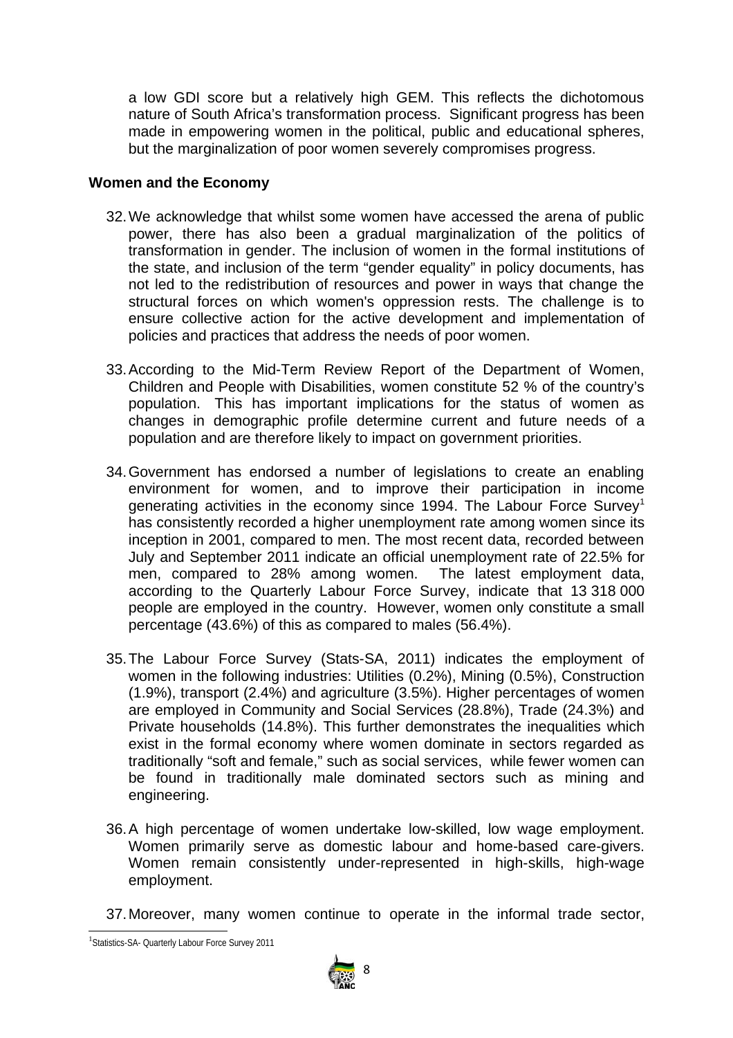a low GDI score but a relatively high GEM. This reflects the dichotomous nature of South Africa's transformation process. Significant progress has been made in empowering women in the political, public and educational spheres, but the marginalization of poor women severely compromises progress.

**Women and the Economy**

32. We acknowledge that whilst some women have accessed the arena of public power, there has also been a gradual marginalization of the politics of transformation in gender. The inclusion of women in the formal institutions of the state, and inclusion of the term "gender equality" in policy documents, has not led to the redistribution of resources and power in ways that change the structural forces on which women's oppression rests. The challenge is to ensure collective action for the active development and implementation of policies and practices that address the needs of poor women.

33. According to the Mid-Term Review Report of the Department of Women, Children and People with Disabilities, women constitute 52 % of the country's population. This has important implications for the status of women as changes in demographic profile determine current and future needs of a population and are therefore likely to impact on government priorities.

34. Government has endorsed a number of legislations to create an enabling environment for women, and to improve their participation in income generating activities in the economy since 1994. The Labour Force Survey[1] has consistently recorded a higher unemployment rate among women since its inception in 2001, compared to men. The most recent data, recorded between July and September 2011 indicate an official unemployment rate of 22.5% for men, compared to 28% among women. The latest employment data, according to the Quarterly Labour Force Survey, indicate that 13 318 000 people are employed in the country. However, women only constitute a small percentage (43.6%) of this as compared to males (56.4%).

35. The Labour Force Survey (Stats-SA, 2011) indicates the employment of women in the following industries: Utilities (0.2%), Mining (0.5%), Construction (1.9%), transport (2.4%) and agriculture (3.5%). Higher percentages of women are employed in Community and Social Services (28.8%), Trade (24.3%) and Private households (14.8%). This further demonstrates the inequalities which exist in the formal economy where women dominate in sectors regarded as traditionally "soft and female," such as social services, while fewer women can be found in traditionally male dominated sectors such as mining and engineering.

36. A high percentage of women undertake low-skilled, low wage employment. Women primarily serve as domestic labour and home-based care-givers. Women remain consistently under-represented in high-skills, high-wage employment.

37. Moreover, many women continue to operate in the informal trade sector,

[1] Statistics-SA- Quarterly Labour Force Survey 2011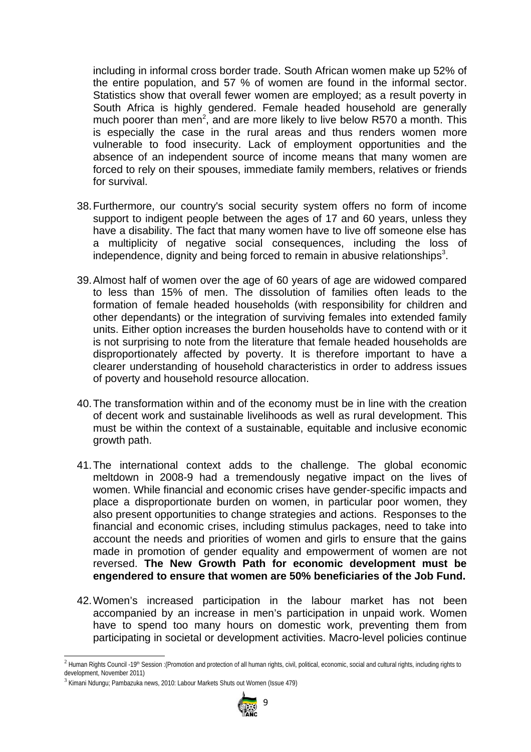including in informal cross border trade. South African women make up 52% of the entire population, and 57 % of women are found in the informal sector. Statistics show that overall fewer women are employed; as a result poverty in South Africa is highly gendered. Female headed household are generally much poorer than men[2], and are more likely to live below R570 a month. This is especially the case in the rural areas and thus renders women more vulnerable to food insecurity. Lack of employment opportunities and the absence of an independent source of income means that many women are forced to rely on their spouses, immediate family members, relatives or friends for survival.

38. Furthermore, our country's social security system offers no form of income support to indigent people between the ages of 17 and 60 years, unless they have a disability. The fact that many women have to live off someone else has a multiplicity of negative social consequences, including the loss of independence, dignity and being forced to remain in abusive relationships[3].

39. Almost half of women over the age of 60 years of age are widowed compared to less than 15% of men. The dissolution of families often leads to the formation of female headed households (with responsibility for children and other dependants) or the integration of surviving females into extended family units. Either option increases the burden households have to contend with or it is not surprising to note from the literature that female headed households are disproportionately affected by poverty. It is therefore important to have a clearer understanding of household characteristics in order to address issues of poverty and household resource allocation.

40. The transformation within and of the economy must be in line with the creation of decent work and sustainable livelihoods as well as rural development. This must be within the context of a sustainable, equitable and inclusive economic growth path.

41. The international context adds to the challenge. The global economic meltdown in 2008-9 had a tremendously negative impact on the lives of women. While financial and economic crises have gender-specific impacts and place a disproportionate burden on women, in particular poor women, they also present opportunities to change strategies and actions. Responses to the financial and economic crises, including stimulus packages, need to take into account the needs and priorities of women and girls to ensure that the gains made in promotion of gender equality and empowerment of women are not reversed. **The New Growth Path for economic development must be engendered to ensure that women are 50% beneficiaries of the Job Fund.**

42. Women's increased participation in the labour market has not been accompanied by an increase in men's participation in unpaid work. Women have to spend too many hours on domestic work, preventing them from participating in societal or development activities. Macro-level policies continue

---

[2] Human Rights Council -19th Session :(Promotion and protection of all human rights, civil, political, economic, social and cultural rights, including rights to development, November 2011)

[3] Kimani Ndungu; Pambazuka news, 2010: Labour Markets Shuts out Women (Issue 479)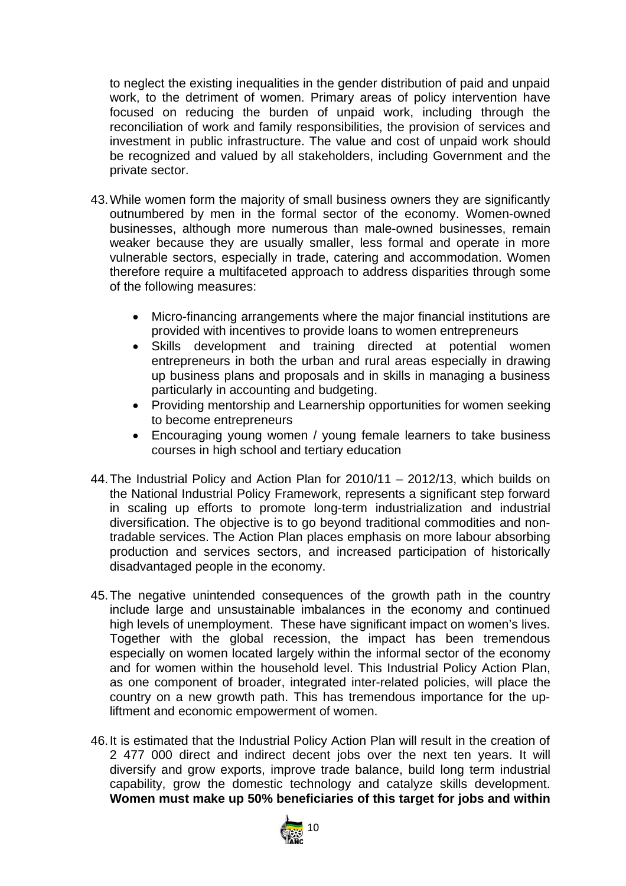to neglect the existing inequalities in the gender distribution of paid and unpaid work, to the detriment of women. Primary areas of policy intervention have focused on reducing the burden of unpaid work, including through the reconciliation of work and family responsibilities, the provision of services and investment in public infrastructure. The value and cost of unpaid work should be recognized and valued by all stakeholders, including Government and the private sector.

43. While women form the majority of small business owners they are significantly outnumbered by men in the formal sector of the economy. Women-owned businesses, although more numerous than male-owned businesses, remain weaker because they are usually smaller, less formal and operate in more vulnerable sectors, especially in trade, catering and accommodation. Women therefore require a multifaceted approach to address disparities through some of the following measures:

    - Micro-financing arrangements where the major financial institutions are provided with incentives to provide loans to women entrepreneurs
    - Skills development and training directed at potential women entrepreneurs in both the urban and rural areas especially in drawing up business plans and proposals and in skills in managing a business particularly in accounting and budgeting.
    - Providing mentorship and Learnership opportunities for women seeking to become entrepreneurs
    - Encouraging young women / young female learners to take business courses in high school and tertiary education

44. The Industrial Policy and Action Plan for 2010/11 – 2012/13, which builds on the National Industrial Policy Framework, represents a significant step forward in scaling up efforts to promote long-term industrialization and industrial diversification. The objective is to go beyond traditional commodities and non-tradable services. The Action Plan places emphasis on more labour absorbing production and services sectors, and increased participation of historically disadvantaged people in the economy.

45. The negative unintended consequences of the growth path in the country include large and unsustainable imbalances in the economy and continued high levels of unemployment. These have significant impact on women's lives. Together with the global recession, the impact has been tremendous especially on women located largely within the informal sector of the economy and for women within the household level. This Industrial Policy Action Plan, as one component of broader, integrated inter-related policies, will place the country on a new growth path. This has tremendous importance for the up-liftment and economic empowerment of women.

46. It is estimated that the Industrial Policy Action Plan will result in the creation of 2 477 000 direct and indirect decent jobs over the next ten years. It will diversify and grow exports, improve trade balance, build long term industrial capability, grow the domestic technology and catalyze skills development. **Women must make up 50% beneficiaries of this target for jobs and within**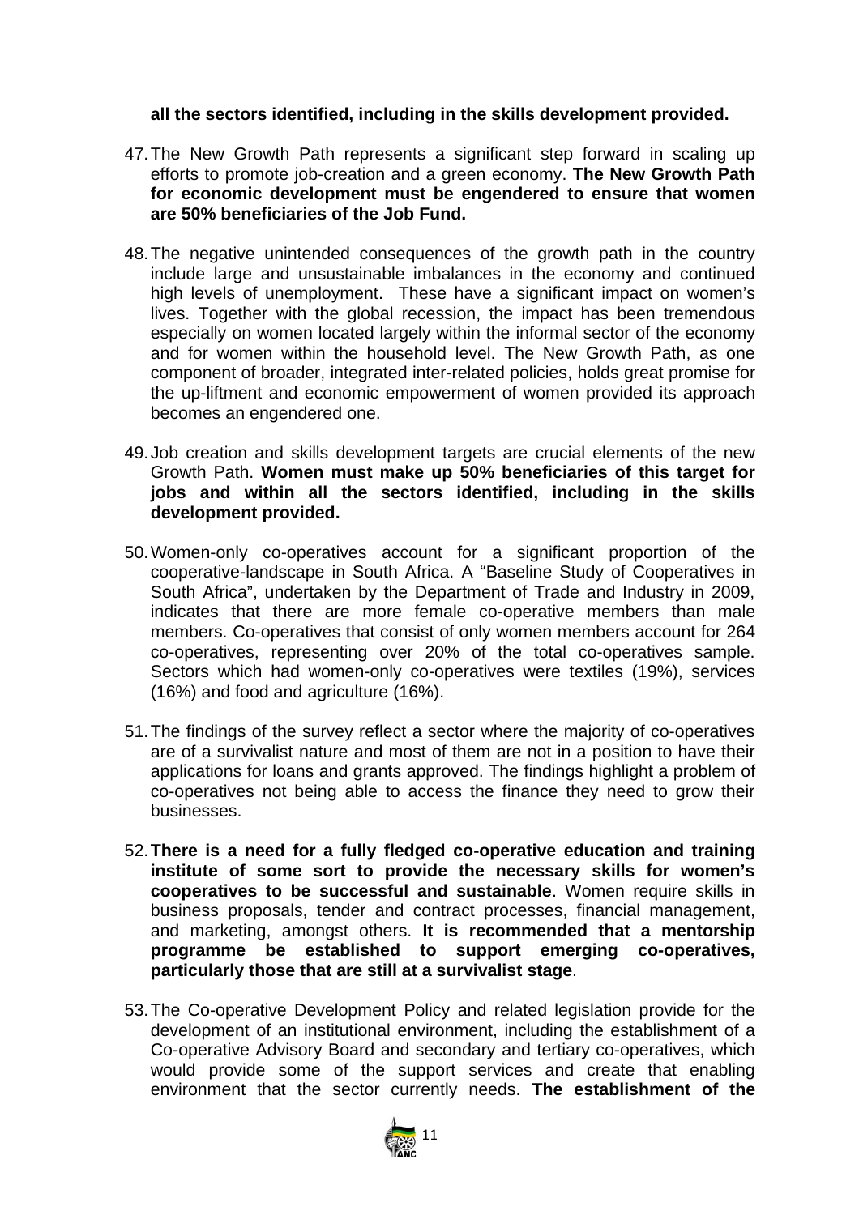**all the sectors identified, including in the skills development provided.**

47. The New Growth Path represents a significant step forward in scaling up efforts to promote job-creation and a green economy. **The New Growth Path for economic development must be engendered to ensure that women are 50% beneficiaries of the Job Fund.**

48. The negative unintended consequences of the growth path in the country include large and unsustainable imbalances in the economy and continued high levels of unemployment. These have a significant impact on women's lives. Together with the global recession, the impact has been tremendous especially on women located largely within the informal sector of the economy and for women within the household level. The New Growth Path, as one component of broader, integrated inter-related policies, holds great promise for the up-liftment and economic empowerment of women provided its approach becomes an engendered one.

49. Job creation and skills development targets are crucial elements of the new Growth Path. **Women must make up 50% beneficiaries of this target for jobs and within all the sectors identified, including in the skills development provided.**

50. Women-only co-operatives account for a significant proportion of the cooperative-landscape in South Africa. A "Baseline Study of Cooperatives in South Africa", undertaken by the Department of Trade and Industry in 2009, indicates that there are more female co-operative members than male members. Co-operatives that consist of only women members account for 264 co-operatives, representing over 20% of the total co-operatives sample. Sectors which had women-only co-operatives were textiles (19%), services (16%) and food and agriculture (16%).

51. The findings of the survey reflect a sector where the majority of co-operatives are of a survivalist nature and most of them are not in a position to have their applications for loans and grants approved. The findings highlight a problem of co-operatives not being able to access the finance they need to grow their businesses.

52. **There is a need for a fully fledged co-operative education and training institute of some sort to provide the necessary skills for women's cooperatives to be successful and sustainable**. Women require skills in business proposals, tender and contract processes, financial management, and marketing, amongst others. **It is recommended that a mentorship programme be established to support emerging co-operatives, particularly those that are still at a survivalist stage**.

53. The Co-operative Development Policy and related legislation provide for the development of an institutional environment, including the establishment of a Co-operative Advisory Board and secondary and tertiary co-operatives, which would provide some of the support services and create that enabling environment that the sector currently needs. **The establishment of the**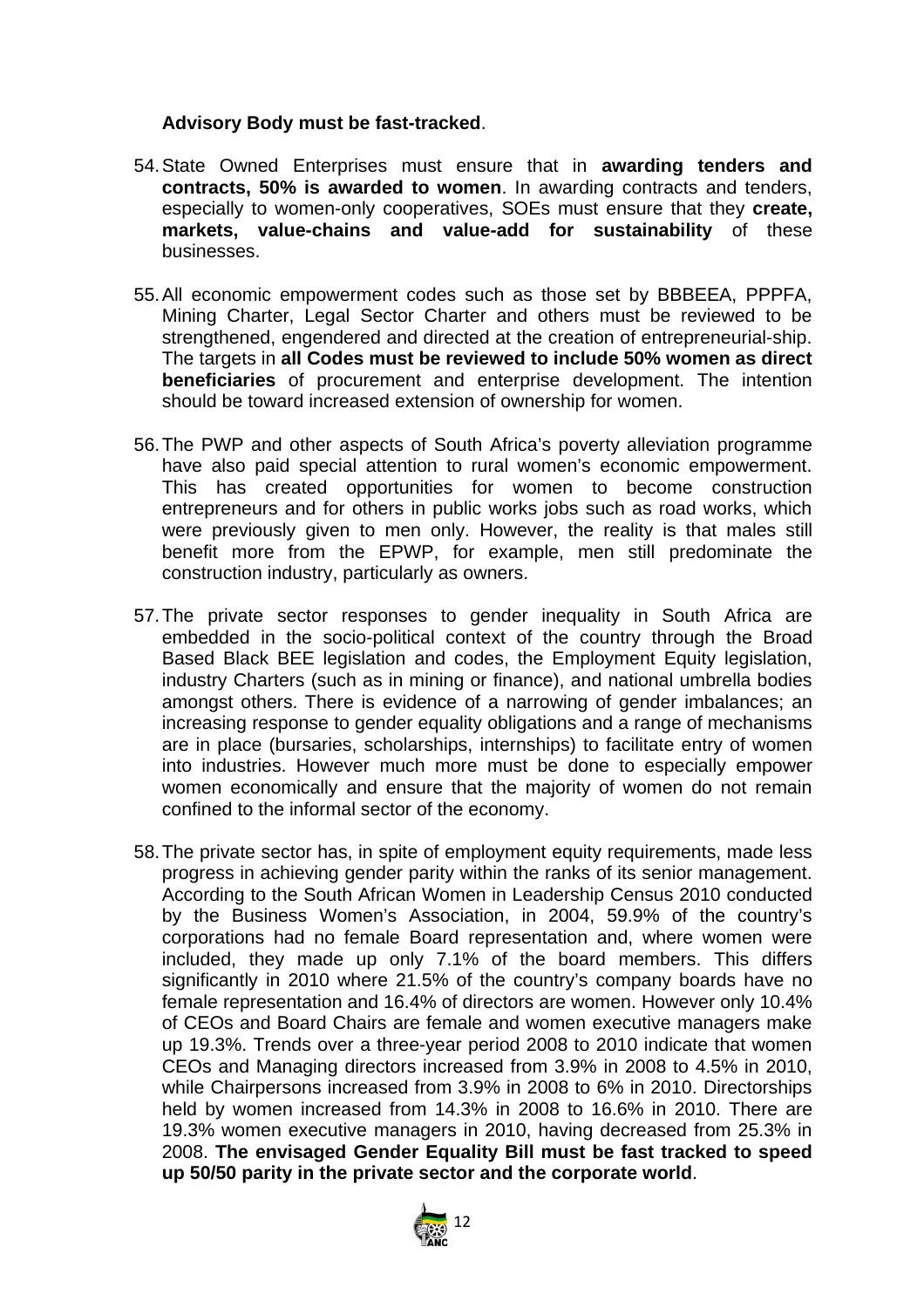**Advisory Body must be fast-tracked**.

54. State Owned Enterprises must ensure that in **awarding tenders and contracts, 50% is awarded to women**. In awarding contracts and tenders, especially to women-only cooperatives, SOEs must ensure that they **create, markets, value-chains and value-add for sustainability** of these businesses.

55. All economic empowerment codes such as those set by BBBEEA, PPPFA, Mining Charter, Legal Sector Charter and others must be reviewed to be strengthened, engendered and directed at the creation of entrepreneurial-ship. The targets in **all Codes must be reviewed to include 50% women as direct beneficiaries** of procurement and enterprise development. The intention should be toward increased extension of ownership for women.

56. The PWP and other aspects of South Africa's poverty alleviation programme have also paid special attention to rural women's economic empowerment. This has created opportunities for women to become construction entrepreneurs and for others in public works jobs such as road works, which were previously given to men only. However, the reality is that males still benefit more from the EPWP, for example, men still predominate the construction industry, particularly as owners.

57. The private sector responses to gender inequality in South Africa are embedded in the socio-political context of the country through the Broad Based Black BEE legislation and codes, the Employment Equity legislation, industry Charters (such as in mining or finance), and national umbrella bodies amongst others. There is evidence of a narrowing of gender imbalances; an increasing response to gender equality obligations and a range of mechanisms are in place (bursaries, scholarships, internships) to facilitate entry of women into industries. However much more must be done to especially empower women economically and ensure that the majority of women do not remain confined to the informal sector of the economy.

58. The private sector has, in spite of employment equity requirements, made less progress in achieving gender parity within the ranks of its senior management. According to the South African Women in Leadership Census 2010 conducted by the Business Women's Association, in 2004, 59.9% of the country's corporations had no female Board representation and, where women were included, they made up only 7.1% of the board members. This differs significantly in 2010 where 21.5% of the country's company boards have no female representation and 16.4% of directors are women. However only 10.4% of CEOs and Board Chairs are female and women executive managers make up 19.3%. Trends over a three-year period 2008 to 2010 indicate that women CEOs and Managing directors increased from 3.9% in 2008 to 4.5% in 2010, while Chairpersons increased from 3.9% in 2008 to 6% in 2010. Directorships held by women increased from 14.3% in 2008 to 16.6% in 2010. There are 19.3% women executive managers in 2010, having decreased from 25.3% in 2008. **The envisaged Gender Equality Bill must be fast tracked to speed up 50/50 parity in the private sector and the corporate world**.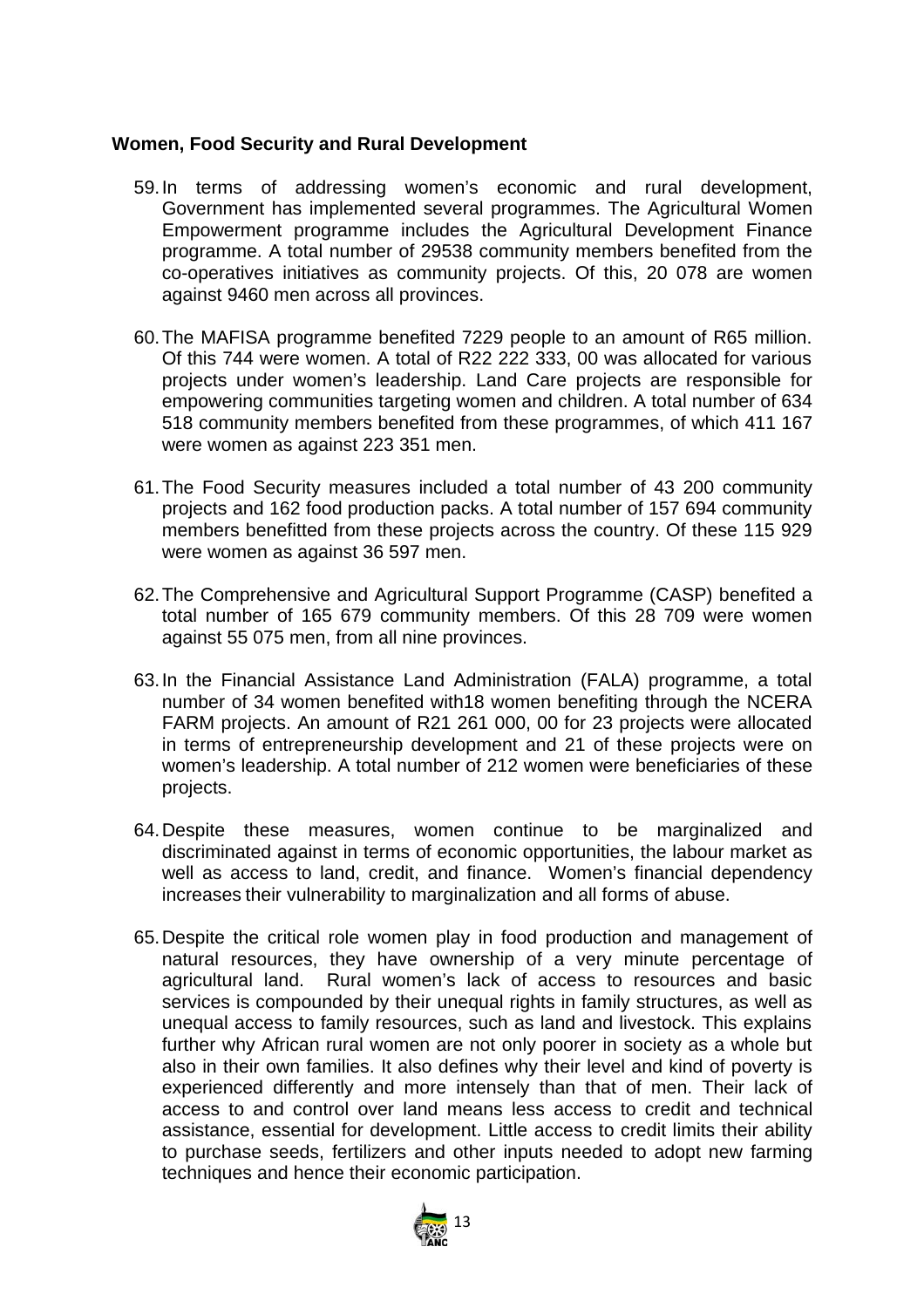**Women, Food Security and Rural Development**

59. In terms of addressing women's economic and rural development, Government has implemented several programmes. The Agricultural Women Empowerment programme includes the Agricultural Development Finance programme. A total number of 29538 community members benefited from the co-operatives initiatives as community projects. Of this, 20 078 are women against 9460 men across all provinces.

60. The MAFISA programme benefited 7229 people to an amount of R65 million. Of this 744 were women. A total of R22 222 333, 00 was allocated for various projects under women's leadership. Land Care projects are responsible for empowering communities targeting women and children. A total number of 634 518 community members benefited from these programmes, of which 411 167 were women as against 223 351 men.

61. The Food Security measures included a total number of 43 200 community projects and 162 food production packs. A total number of 157 694 community members benefitted from these projects across the country. Of these 115 929 were women as against 36 597 men.

62. The Comprehensive and Agricultural Support Programme (CASP) benefited a total number of 165 679 community members. Of this 28 709 were women against 55 075 men, from all nine provinces.

63. In the Financial Assistance Land Administration (FALA) programme, a total number of 34 women benefited with18 women benefiting through the NCERA FARM projects. An amount of R21 261 000, 00 for 23 projects were allocated in terms of entrepreneurship development and 21 of these projects were on women's leadership. A total number of 212 women were beneficiaries of these projects.

64. Despite these measures, women continue to be marginalized and discriminated against in terms of economic opportunities, the labour market as well as access to land, credit, and finance. Women's financial dependency increases their vulnerability to marginalization and all forms of abuse.

65. Despite the critical role women play in food production and management of natural resources, they have ownership of a very minute percentage of agricultural land. Rural women's lack of access to resources and basic services is compounded by their unequal rights in family structures, as well as unequal access to family resources, such as land and livestock. This explains further why African rural women are not only poorer in society as a whole but also in their own families. It also defines why their level and kind of poverty is experienced differently and more intensely than that of men. Their lack of access to and control over land means less access to credit and technical assistance, essential for development. Little access to credit limits their ability to purchase seeds, fertilizers and other inputs needed to adopt new farming techniques and hence their economic participation.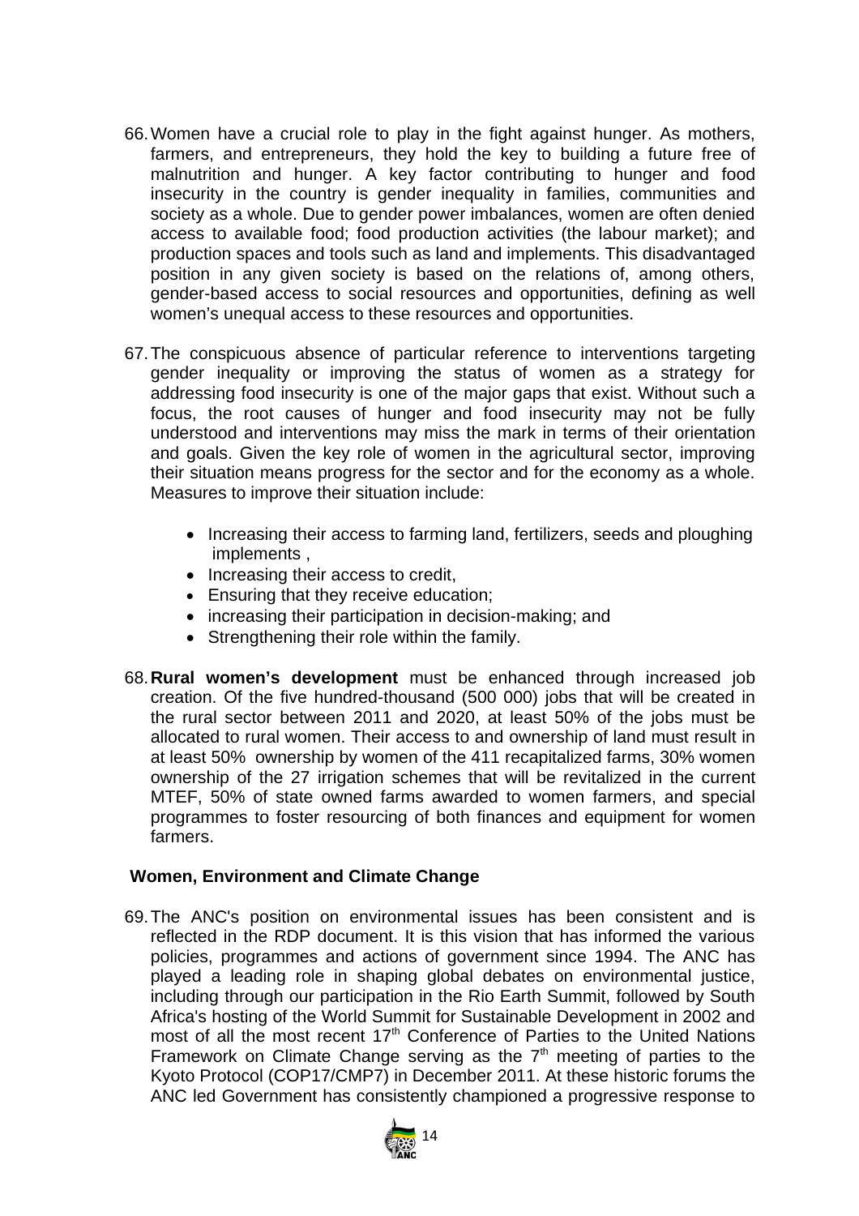66. Women have a crucial role to play in the fight against hunger. As mothers, farmers, and entrepreneurs, they hold the key to building a future free of malnutrition and hunger. A key factor contributing to hunger and food insecurity in the country is gender inequality in families, communities and society as a whole. Due to gender power imbalances, women are often denied access to available food; food production activities (the labour market); and production spaces and tools such as land and implements. This disadvantaged position in any given society is based on the relations of, among others, gender-based access to social resources and opportunities, defining as well women's unequal access to these resources and opportunities.

67. The conspicuous absence of particular reference to interventions targeting gender inequality or improving the status of women as a strategy for addressing food insecurity is one of the major gaps that exist. Without such a focus, the root causes of hunger and food insecurity may not be fully understood and interventions may miss the mark in terms of their orientation and goals. Given the key role of women in the agricultural sector, improving their situation means progress for the sector and for the economy as a whole. Measures to improve their situation include:

    - Increasing their access to farming land, fertilizers, seeds and ploughing implements ,
    - Increasing their access to credit,
    - Ensuring that they receive education;
    - increasing their participation in decision-making; and
    - Strengthening their role within the family.

68. **Rural women's development** must be enhanced through increased job creation. Of the five hundred-thousand (500 000) jobs that will be created in the rural sector between 2011 and 2020, at least 50% of the jobs must be allocated to rural women. Their access to and ownership of land must result in at least 50% ownership by women of the 411 recapitalized farms, 30% women ownership of the 27 irrigation schemes that will be revitalized in the current MTEF, 50% of state owned farms awarded to women farmers, and special programmes to foster resourcing of both finances and equipment for women farmers.

### Women, Environment and Climate Change

69. The ANC's position on environmental issues has been consistent and is reflected in the RDP document. It is this vision that has informed the various policies, programmes and actions of government since 1994. The ANC has played a leading role in shaping global debates on environmental justice, including through our participation in the Rio Earth Summit, followed by South Africa's hosting of the World Summit for Sustainable Development in 2002 and most of all the most recent 17th Conference of Parties to the United Nations Framework on Climate Change serving as the 7th meeting of parties to the Kyoto Protocol (COP17/CMP7) in December 2011. At these historic forums the ANC led Government has consistently championed a progressive response to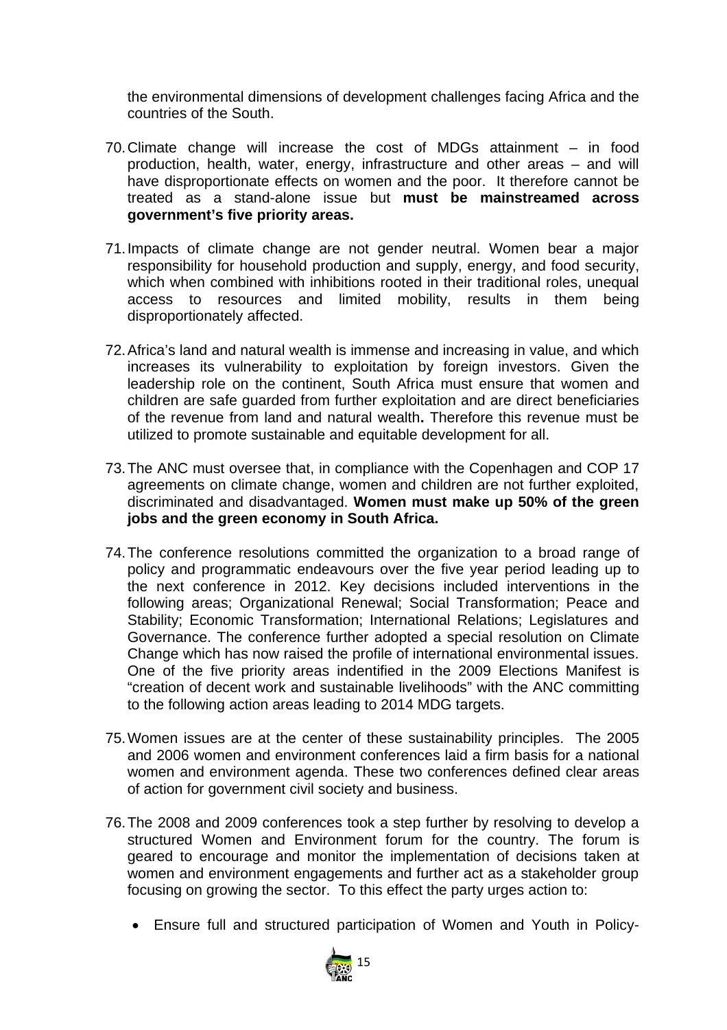the environmental dimensions of development challenges facing Africa and the countries of the South.

70. Climate change will increase the cost of MDGs attainment – in food production, health, water, energy, infrastructure and other areas – and will have disproportionate effects on women and the poor. It therefore cannot be treated as a stand-alone issue but **must be mainstreamed across government's five priority areas.**

71. Impacts of climate change are not gender neutral. Women bear a major responsibility for household production and supply, energy, and food security, which when combined with inhibitions rooted in their traditional roles, unequal access to resources and limited mobility, results in them being disproportionately affected.

72. Africa's land and natural wealth is immense and increasing in value, and which increases its vulnerability to exploitation by foreign investors. Given the leadership role on the continent, South Africa must ensure that women and children are safe guarded from further exploitation and are direct beneficiaries of the revenue from land and natural wealth**.** Therefore this revenue must be utilized to promote sustainable and equitable development for all.

73. The ANC must oversee that, in compliance with the Copenhagen and COP 17 agreements on climate change, women and children are not further exploited, discriminated and disadvantaged. **Women must make up 50% of the green jobs and the green economy in South Africa.**

74. The conference resolutions committed the organization to a broad range of policy and programmatic endeavours over the five year period leading up to the next conference in 2012. Key decisions included interventions in the following areas; Organizational Renewal; Social Transformation; Peace and Stability; Economic Transformation; International Relations; Legislatures and Governance. The conference further adopted a special resolution on Climate Change which has now raised the profile of international environmental issues. One of the five priority areas indentified in the 2009 Elections Manifest is "creation of decent work and sustainable livelihoods" with the ANC committing to the following action areas leading to 2014 MDG targets.

75. Women issues are at the center of these sustainability principles. The 2005 and 2006 women and environment conferences laid a firm basis for a national women and environment agenda. These two conferences defined clear areas of action for government civil society and business.

76. The 2008 and 2009 conferences took a step further by resolving to develop a structured Women and Environment forum for the country. The forum is geared to encourage and monitor the implementation of decisions taken at women and environment engagements and further act as a stakeholder group focusing on growing the sector. To this effect the party urges action to:

- Ensure full and structured participation of Women and Youth in Policy-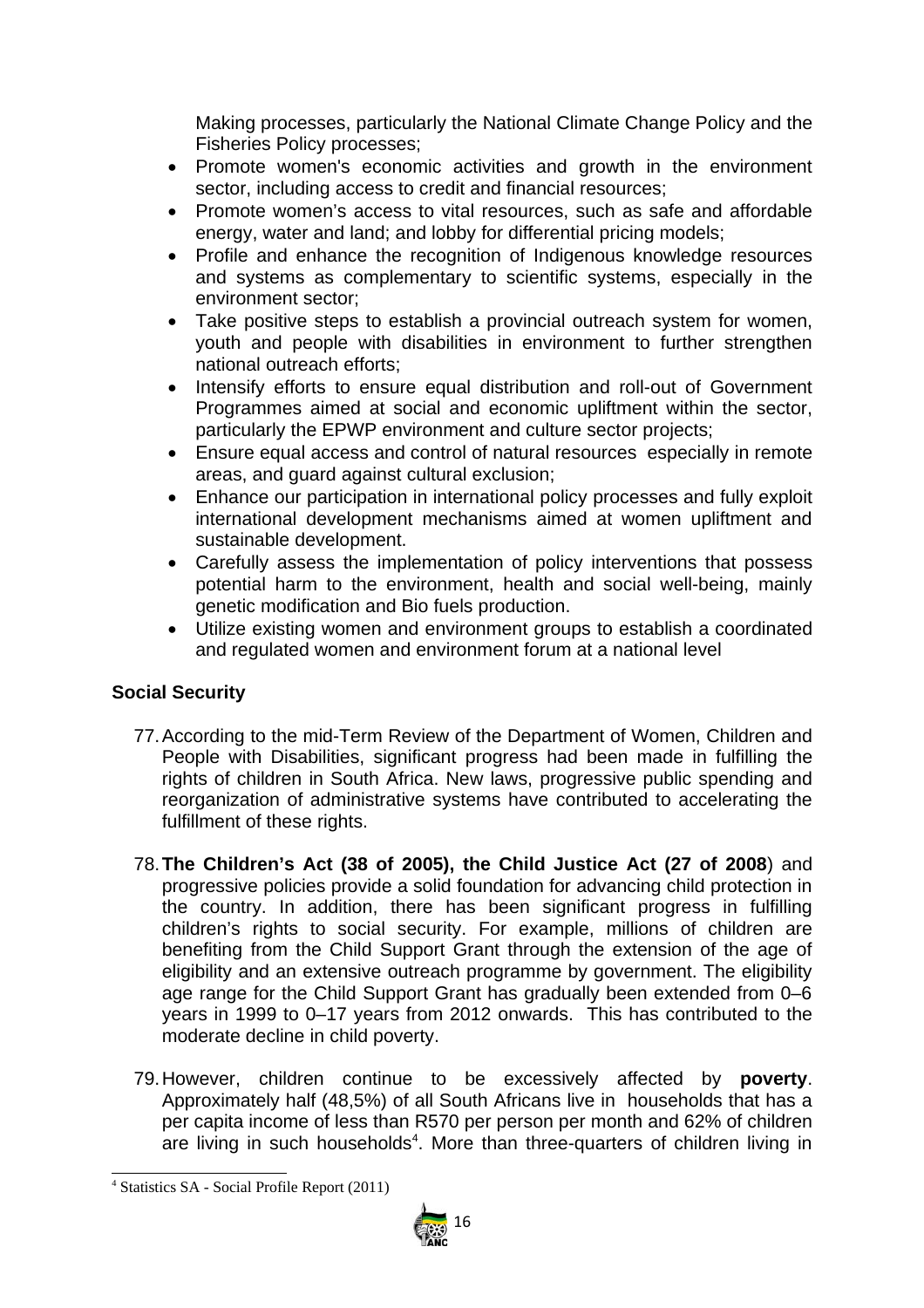Making processes, particularly the National Climate Change Policy and the Fisheries Policy processes;

- Promote women's economic activities and growth in the environment sector, including access to credit and financial resources;
- Promote women's access to vital resources, such as safe and affordable energy, water and land; and lobby for differential pricing models;
- Profile and enhance the recognition of Indigenous knowledge resources and systems as complementary to scientific systems, especially in the environment sector;
- Take positive steps to establish a provincial outreach system for women, youth and people with disabilities in environment to further strengthen national outreach efforts;
- Intensify efforts to ensure equal distribution and roll-out of Government Programmes aimed at social and economic upliftment within the sector, particularly the EPWP environment and culture sector projects;
- Ensure equal access and control of natural resources especially in remote areas, and guard against cultural exclusion;
- Enhance our participation in international policy processes and fully exploit international development mechanisms aimed at women upliftment and sustainable development.
- Carefully assess the implementation of policy interventions that possess potential harm to the environment, health and social well-being, mainly genetic modification and Bio fuels production.
- Utilize existing women and environment groups to establish a coordinated and regulated women and environment forum at a national level

**Social Security**

77. According to the mid-Term Review of the Department of Women, Children and People with Disabilities, significant progress had been made in fulfilling the rights of children in South Africa. New laws, progressive public spending and reorganization of administrative systems have contributed to accelerating the fulfillment of these rights.

78. **The Children's Act (38 of 2005), the Child Justice Act (27 of 2008**) and progressive policies provide a solid foundation for advancing child protection in the country. In addition, there has been significant progress in fulfilling children's rights to social security. For example, millions of children are benefiting from the Child Support Grant through the extension of the age of eligibility and an extensive outreach programme by government. The eligibility age range for the Child Support Grant has gradually been extended from 0–6 years in 1999 to 0–17 years from 2012 onwards. This has contributed to the moderate decline in child poverty.

79. However, children continue to be excessively affected by **poverty**. Approximately half (48,5%) of all South Africans live in households that has a per capita income of less than R570 per person per month and 62% of children are living in such households[4]. More than three-quarters of children living in

[4] Statistics SA - Social Profile Report (2011)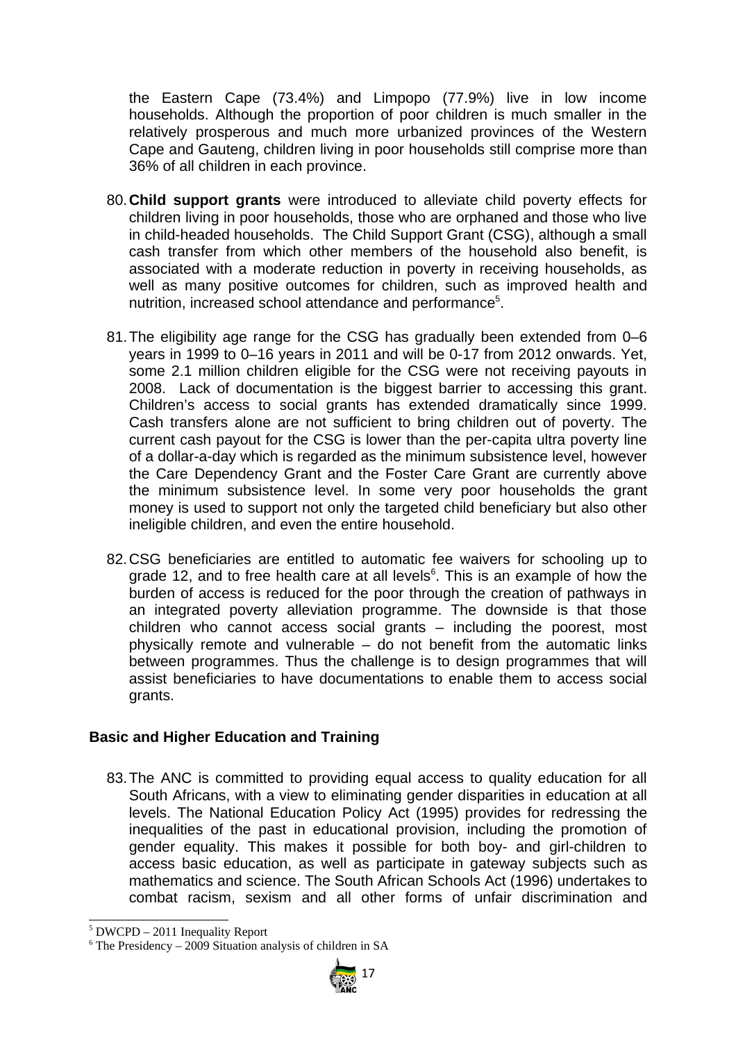the Eastern Cape (73.4%) and Limpopo (77.9%) live in low income households. Although the proportion of poor children is much smaller in the relatively prosperous and much more urbanized provinces of the Western Cape and Gauteng, children living in poor households still comprise more than 36% of all children in each province.

80. **Child support grants** were introduced to alleviate child poverty effects for children living in poor households, those who are orphaned and those who live in child-headed households. The Child Support Grant (CSG), although a small cash transfer from which other members of the household also benefit, is associated with a moderate reduction in poverty in receiving households, as well as many positive outcomes for children, such as improved health and nutrition, increased school attendance and performance[5].

81. The eligibility age range for the CSG has gradually been extended from 0–6 years in 1999 to 0–16 years in 2011 and will be 0-17 from 2012 onwards. Yet, some 2.1 million children eligible for the CSG were not receiving payouts in 2008. Lack of documentation is the biggest barrier to accessing this grant. Children's access to social grants has extended dramatically since 1999. Cash transfers alone are not sufficient to bring children out of poverty. The current cash payout for the CSG is lower than the per-capita ultra poverty line of a dollar-a-day which is regarded as the minimum subsistence level, however the Care Dependency Grant and the Foster Care Grant are currently above the minimum subsistence level. In some very poor households the grant money is used to support not only the targeted child beneficiary but also other ineligible children, and even the entire household.

82. CSG beneficiaries are entitled to automatic fee waivers for schooling up to grade 12, and to free health care at all levels[6]. This is an example of how the burden of access is reduced for the poor through the creation of pathways in an integrated poverty alleviation programme. The downside is that those children who cannot access social grants – including the poorest, most physically remote and vulnerable – do not benefit from the automatic links between programmes. Thus the challenge is to design programmes that will assist beneficiaries to have documentations to enable them to access social grants.

**Basic and Higher Education and Training**

83. The ANC is committed to providing equal access to quality education for all South Africans, with a view to eliminating gender disparities in education at all levels. The National Education Policy Act (1995) provides for redressing the inequalities of the past in educational provision, including the promotion of gender equality. This makes it possible for both boy- and girl-children to access basic education, as well as participate in gateway subjects such as mathematics and science. The South African Schools Act (1996) undertakes to combat racism, sexism and all other forms of unfair discrimination and

[5] DWCPD – 2011 Inequality Report

[6] The Presidency – 2009 Situation analysis of children in SA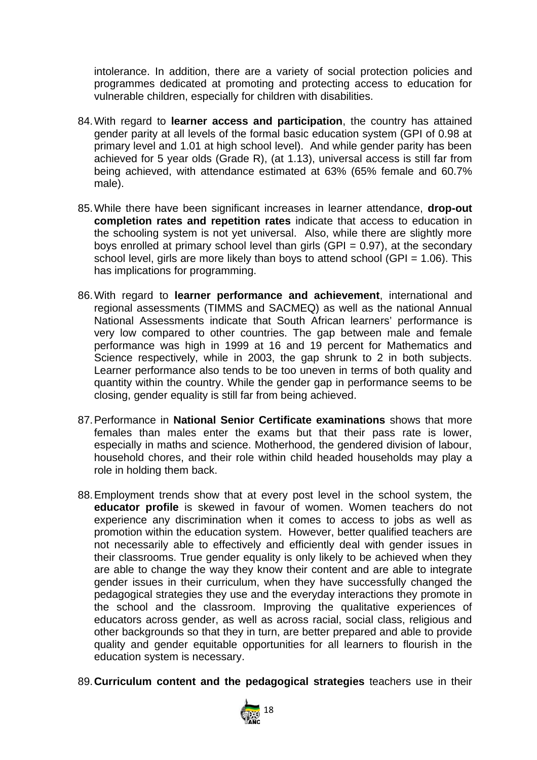intolerance. In addition, there are a variety of social protection policies and programmes dedicated at promoting and protecting access to education for vulnerable children, especially for children with disabilities.

84. With regard to **learner access and participation**, the country has attained gender parity at all levels of the formal basic education system (GPI of 0.98 at primary level and 1.01 at high school level). And while gender parity has been achieved for 5 year olds (Grade R), (at 1.13), universal access is still far from being achieved, with attendance estimated at 63% (65% female and 60.7% male).

85. While there have been significant increases in learner attendance, **drop-out completion rates and repetition rates** indicate that access to education in the schooling system is not yet universal. Also, while there are slightly more boys enrolled at primary school level than girls (GPI = 0.97), at the secondary school level, girls are more likely than boys to attend school (GPI = 1.06). This has implications for programming.

86. With regard to **learner performance and achievement**, international and regional assessments (TIMMS and SACMEQ) as well as the national Annual National Assessments indicate that South African learners' performance is very low compared to other countries. The gap between male and female performance was high in 1999 at 16 and 19 percent for Mathematics and Science respectively, while in 2003, the gap shrunk to 2 in both subjects. Learner performance also tends to be too uneven in terms of both quality and quantity within the country. While the gender gap in performance seems to be closing, gender equality is still far from being achieved.

87. Performance in **National Senior Certificate examinations** shows that more females than males enter the exams but that their pass rate is lower, especially in maths and science. Motherhood, the gendered division of labour, household chores, and their role within child headed households may play a role in holding them back.

88. Employment trends show that at every post level in the school system, the **educator profile** is skewed in favour of women. Women teachers do not experience any discrimination when it comes to access to jobs as well as promotion within the education system. However, better qualified teachers are not necessarily able to effectively and efficiently deal with gender issues in their classrooms. True gender equality is only likely to be achieved when they are able to change the way they know their content and are able to integrate gender issues in their curriculum, when they have successfully changed the pedagogical strategies they use and the everyday interactions they promote in the school and the classroom. Improving the qualitative experiences of educators across gender, as well as across racial, social class, religious and other backgrounds so that they in turn, are better prepared and able to provide quality and gender equitable opportunities for all learners to flourish in the education system is necessary.

89. **Curriculum content and the pedagogical strategies** teachers use in their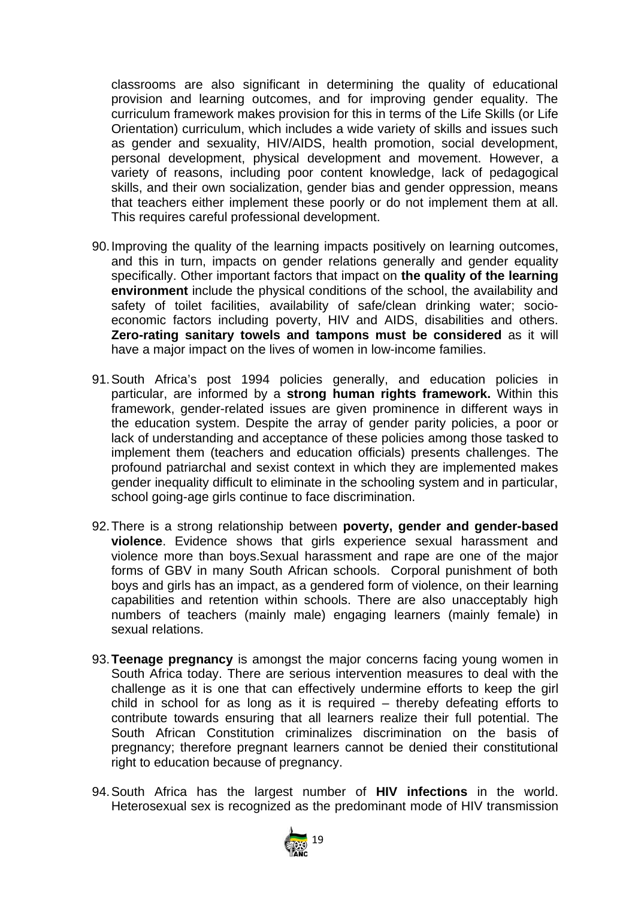classrooms are also significant in determining the quality of educational provision and learning outcomes, and for improving gender equality. The curriculum framework makes provision for this in terms of the Life Skills (or Life Orientation) curriculum, which includes a wide variety of skills and issues such as gender and sexuality, HIV/AIDS, health promotion, social development, personal development, physical development and movement. However, a variety of reasons, including poor content knowledge, lack of pedagogical skills, and their own socialization, gender bias and gender oppression, means that teachers either implement these poorly or do not implement them at all. This requires careful professional development.

90. Improving the quality of the learning impacts positively on learning outcomes, and this in turn, impacts on gender relations generally and gender equality specifically. Other important factors that impact on **the quality of the learning environment** include the physical conditions of the school, the availability and safety of toilet facilities, availability of safe/clean drinking water; socio-economic factors including poverty, HIV and AIDS, disabilities and others. **Zero-rating sanitary towels and tampons must be considered** as it will have a major impact on the lives of women in low-income families.

91. South Africa's post 1994 policies generally, and education policies in particular, are informed by a **strong human rights framework.** Within this framework, gender-related issues are given prominence in different ways in the education system. Despite the array of gender parity policies, a poor or lack of understanding and acceptance of these policies among those tasked to implement them (teachers and education officials) presents challenges. The profound patriarchal and sexist context in which they are implemented makes gender inequality difficult to eliminate in the schooling system and in particular, school going-age girls continue to face discrimination.

92. There is a strong relationship between **poverty, gender and gender-based violence**. Evidence shows that girls experience sexual harassment and violence more than boys.Sexual harassment and rape are one of the major forms of GBV in many South African schools. Corporal punishment of both boys and girls has an impact, as a gendered form of violence, on their learning capabilities and retention within schools. There are also unacceptably high numbers of teachers (mainly male) engaging learners (mainly female) in sexual relations.

93. **Teenage pregnancy** is amongst the major concerns facing young women in South Africa today. There are serious intervention measures to deal with the challenge as it is one that can effectively undermine efforts to keep the girl child in school for as long as it is required – thereby defeating efforts to contribute towards ensuring that all learners realize their full potential. The South African Constitution criminalizes discrimination on the basis of pregnancy; therefore pregnant learners cannot be denied their constitutional right to education because of pregnancy.

94. South Africa has the largest number of **HIV infections** in the world. Heterosexual sex is recognized as the predominant mode of HIV transmission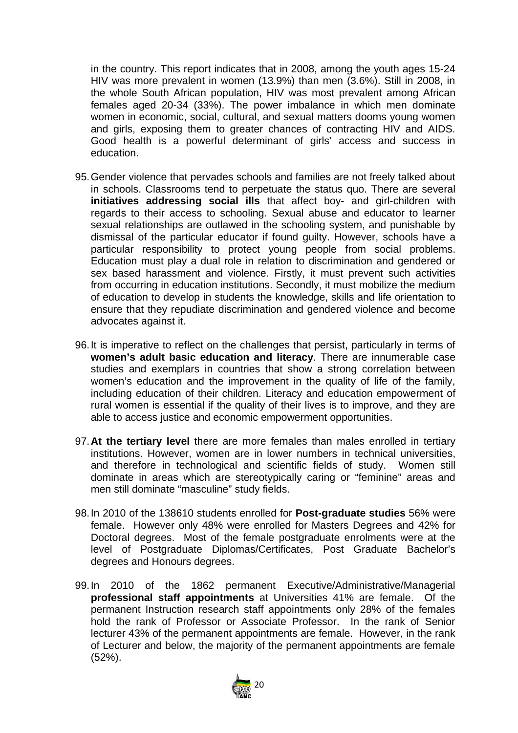in the country. This report indicates that in 2008, among the youth ages 15-24 HIV was more prevalent in women (13.9%) than men (3.6%). Still in 2008, in the whole South African population, HIV was most prevalent among African females aged 20-34 (33%). The power imbalance in which men dominate women in economic, social, cultural, and sexual matters dooms young women and girls, exposing them to greater chances of contracting HIV and AIDS. Good health is a powerful determinant of girls' access and success in education.

95. Gender violence that pervades schools and families are not freely talked about in schools. Classrooms tend to perpetuate the status quo. There are several **initiatives addressing social ills** that affect boy- and girl-children with regards to their access to schooling. Sexual abuse and educator to learner sexual relationships are outlawed in the schooling system, and punishable by dismissal of the particular educator if found guilty. However, schools have a particular responsibility to protect young people from social problems. Education must play a dual role in relation to discrimination and gendered or sex based harassment and violence. Firstly, it must prevent such activities from occurring in education institutions. Secondly, it must mobilize the medium of education to develop in students the knowledge, skills and life orientation to ensure that they repudiate discrimination and gendered violence and become advocates against it.

96. It is imperative to reflect on the challenges that persist, particularly in terms of **women's adult basic education and literacy**. There are innumerable case studies and exemplars in countries that show a strong correlation between women's education and the improvement in the quality of life of the family, including education of their children. Literacy and education empowerment of rural women is essential if the quality of their lives is to improve, and they are able to access justice and economic empowerment opportunities.

97. **At the tertiary level** there are more females than males enrolled in tertiary institutions. However, women are in lower numbers in technical universities, and therefore in technological and scientific fields of study. Women still dominate in areas which are stereotypically caring or "feminine" areas and men still dominate "masculine" study fields.

98. In 2010 of the 138610 students enrolled for **Post-graduate studies** 56% were female. However only 48% were enrolled for Masters Degrees and 42% for Doctoral degrees. Most of the female postgraduate enrolments were at the level of Postgraduate Diplomas/Certificates, Post Graduate Bachelor's degrees and Honours degrees.

99. In 2010 of the 1862 permanent Executive/Administrative/Managerial **professional staff appointments** at Universities 41% are female. Of the permanent Instruction research staff appointments only 28% of the females hold the rank of Professor or Associate Professor. In the rank of Senior lecturer 43% of the permanent appointments are female. However, in the rank of Lecturer and below, the majority of the permanent appointments are female (52%).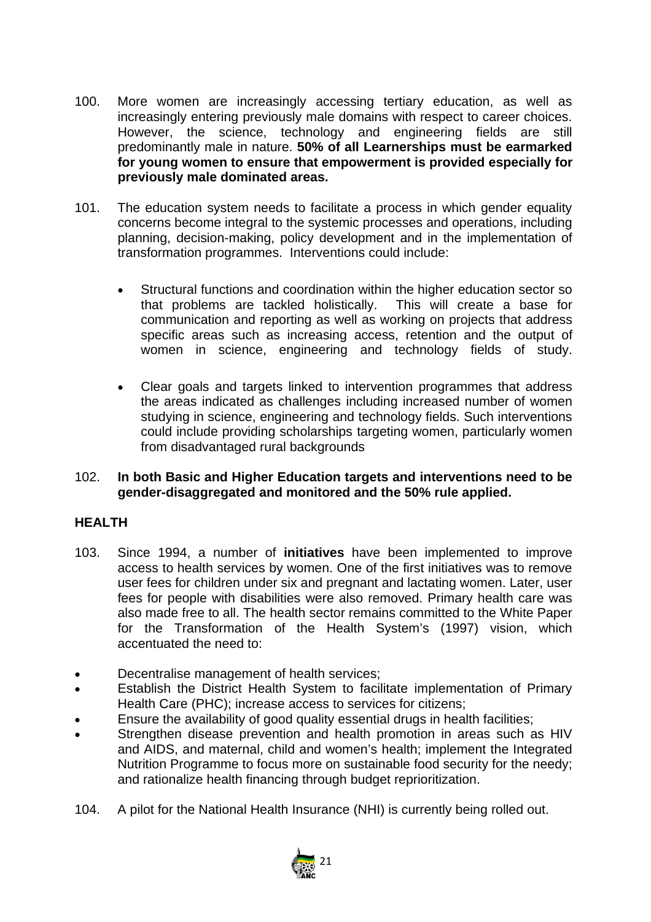100. More women are increasingly accessing tertiary education, as well as increasingly entering previously male domains with respect to career choices. However, the science, technology and engineering fields are still predominantly male in nature. **50% of all Learnerships must be earmarked for young women to ensure that empowerment is provided especially for previously male dominated areas.**

101. The education system needs to facilitate a process in which gender equality concerns become integral to the systemic processes and operations, including planning, decision-making, policy development and in the implementation of transformation programmes. Interventions could include:

   - Structural functions and coordination within the higher education sector so that problems are tackled holistically. This will create a base for communication and reporting as well as working on projects that address specific areas such as increasing access, retention and the output of women in science, engineering and technology fields of study.

   - Clear goals and targets linked to intervention programmes that address the areas indicated as challenges including increased number of women studying in science, engineering and technology fields. Such interventions could include providing scholarships targeting women, particularly women from disadvantaged rural backgrounds

102. **In both Basic and Higher Education targets and interventions need to be gender-disaggregated and monitored and the 50% rule applied.**

## HEALTH

103. Since 1994, a number of **initiatives** have been implemented to improve access to health services by women. One of the first initiatives was to remove user fees for children under six and pregnant and lactating women. Later, user fees for people with disabilities were also removed. Primary health care was also made free to all. The health sector remains committed to the White Paper for the Transformation of the Health System's (1997) vision, which accentuated the need to:

- Decentralise management of health services;
- Establish the District Health System to facilitate implementation of Primary Health Care (PHC); increase access to services for citizens;
- Ensure the availability of good quality essential drugs in health facilities;
- Strengthen disease prevention and health promotion in areas such as HIV and AIDS, and maternal, child and women's health; implement the Integrated Nutrition Programme to focus more on sustainable food security for the needy; and rationalize health financing through budget reprioritization.

104. A pilot for the National Health Insurance (NHI) is currently being rolled out.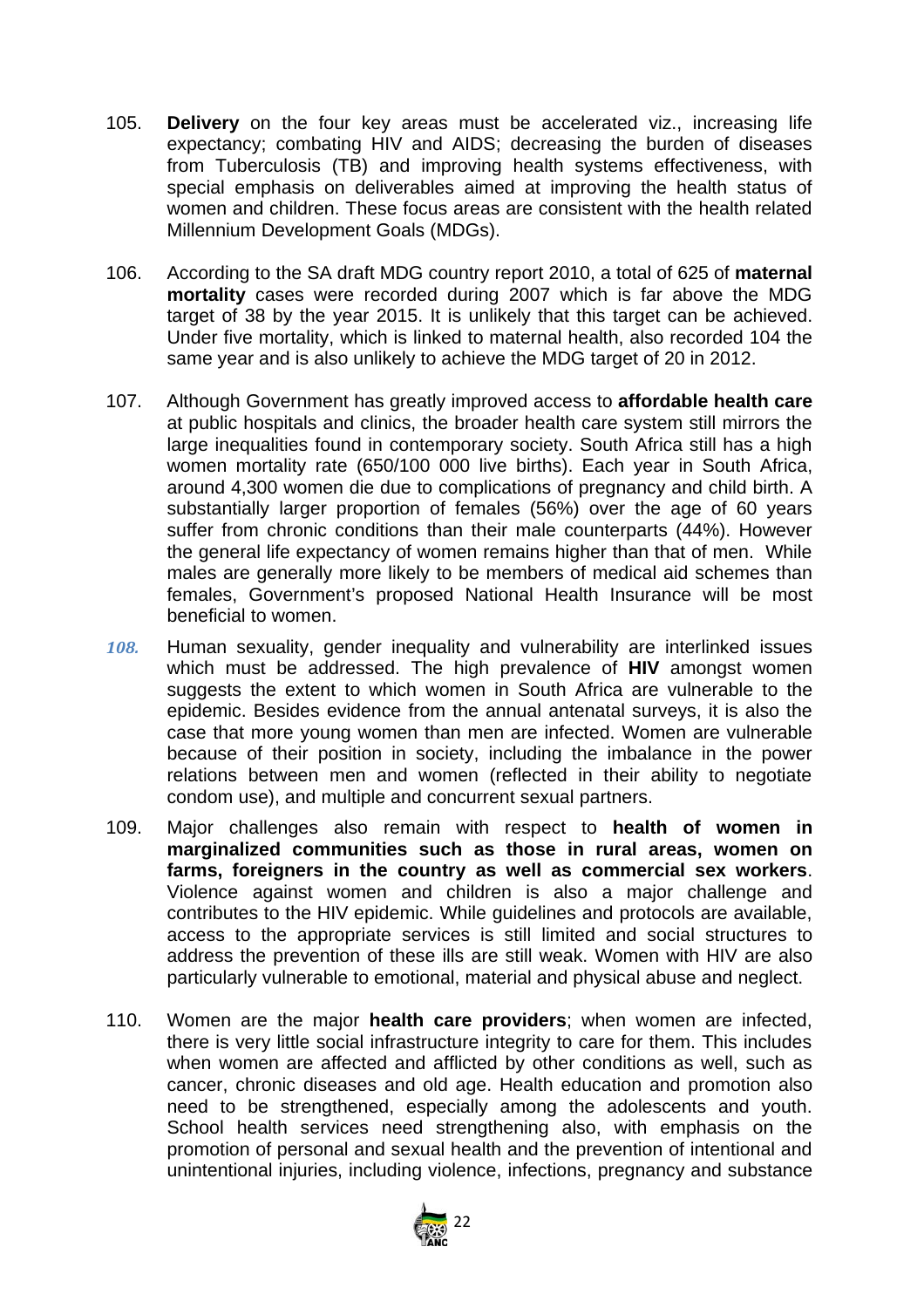105. **Delivery** on the four key areas must be accelerated viz., increasing life expectancy; combating HIV and AIDS; decreasing the burden of diseases from Tuberculosis (TB) and improving health systems effectiveness, with special emphasis on deliverables aimed at improving the health status of women and children. These focus areas are consistent with the health related Millennium Development Goals (MDGs).

106. According to the SA draft MDG country report 2010, a total of 625 of **maternal mortality** cases were recorded during 2007 which is far above the MDG target of 38 by the year 2015. It is unlikely that this target can be achieved. Under five mortality, which is linked to maternal health, also recorded 104 the same year and is also unlikely to achieve the MDG target of 20 in 2012.

107. Although Government has greatly improved access to **affordable health care** at public hospitals and clinics, the broader health care system still mirrors the large inequalities found in contemporary society. South Africa still has a high women mortality rate (650/100 000 live births). Each year in South Africa, around 4,300 women die due to complications of pregnancy and child birth. A substantially larger proportion of females (56%) over the age of 60 years suffer from chronic conditions than their male counterparts (44%). However the general life expectancy of women remains higher than that of men. While males are generally more likely to be members of medical aid schemes than females, Government's proposed National Health Insurance will be most beneficial to women.

*108.* Human sexuality, gender inequality and vulnerability are interlinked issues which must be addressed. The high prevalence of **HIV** amongst women suggests the extent to which women in South Africa are vulnerable to the epidemic. Besides evidence from the annual antenatal surveys, it is also the case that more young women than men are infected. Women are vulnerable because of their position in society, including the imbalance in the power relations between men and women (reflected in their ability to negotiate condom use), and multiple and concurrent sexual partners.

109. Major challenges also remain with respect to **health of women in marginalized communities such as those in rural areas, women on farms, foreigners in the country as well as commercial sex workers**. Violence against women and children is also a major challenge and contributes to the HIV epidemic. While guidelines and protocols are available, access to the appropriate services is still limited and social structures to address the prevention of these ills are still weak. Women with HIV are also particularly vulnerable to emotional, material and physical abuse and neglect.

110. Women are the major **health care providers**; when women are infected, there is very little social infrastructure integrity to care for them. This includes when women are affected and afflicted by other conditions as well, such as cancer, chronic diseases and old age. Health education and promotion also need to be strengthened, especially among the adolescents and youth. School health services need strengthening also, with emphasis on the promotion of personal and sexual health and the prevention of intentional and unintentional injuries, including violence, infections, pregnancy and substance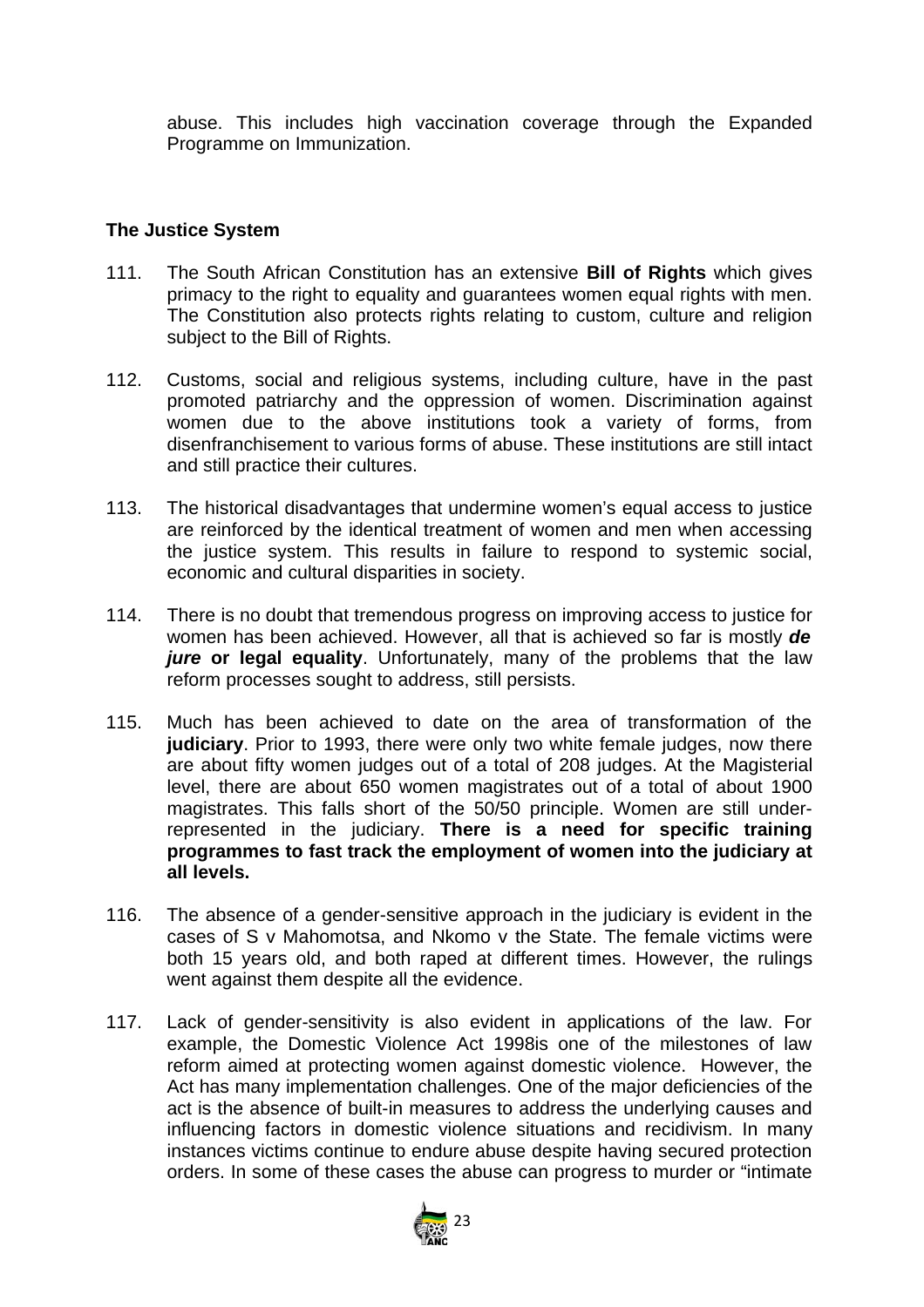abuse. This includes high vaccination coverage through the Expanded Programme on Immunization.

### The Justice System

111. The South African Constitution has an extensive **Bill of Rights** which gives primacy to the right to equality and guarantees women equal rights with men. The Constitution also protects rights relating to custom, culture and religion subject to the Bill of Rights.

112. Customs, social and religious systems, including culture, have in the past promoted patriarchy and the oppression of women. Discrimination against women due to the above institutions took a variety of forms, from disenfranchisement to various forms of abuse. These institutions are still intact and still practice their cultures.

113. The historical disadvantages that undermine women's equal access to justice are reinforced by the identical treatment of women and men when accessing the justice system. This results in failure to respond to systemic social, economic and cultural disparities in society.

114. There is no doubt that tremendous progress on improving access to justice for women has been achieved. However, all that is achieved so far is mostly ***de jure*** **or legal equality**. Unfortunately, many of the problems that the law reform processes sought to address, still persists.

115. Much has been achieved to date on the area of transformation of the **judiciary**. Prior to 1993, there were only two white female judges, now there are about fifty women judges out of a total of 208 judges. At the Magisterial level, there are about 650 women magistrates out of a total of about 1900 magistrates. This falls short of the 50/50 principle. Women are still under-represented in the judiciary. **There is a need for specific training programmes to fast track the employment of women into the judiciary at all levels.**

116. The absence of a gender-sensitive approach in the judiciary is evident in the cases of S v Mahomotsa, and Nkomo v the State. The female victims were both 15 years old, and both raped at different times. However, the rulings went against them despite all the evidence.

117. Lack of gender-sensitivity is also evident in applications of the law. For example, the Domestic Violence Act 1998is one of the milestones of law reform aimed at protecting women against domestic violence. However, the Act has many implementation challenges. One of the major deficiencies of the act is the absence of built-in measures to address the underlying causes and influencing factors in domestic violence situations and recidivism. In many instances victims continue to endure abuse despite having secured protection orders. In some of these cases the abuse can progress to murder or "intimate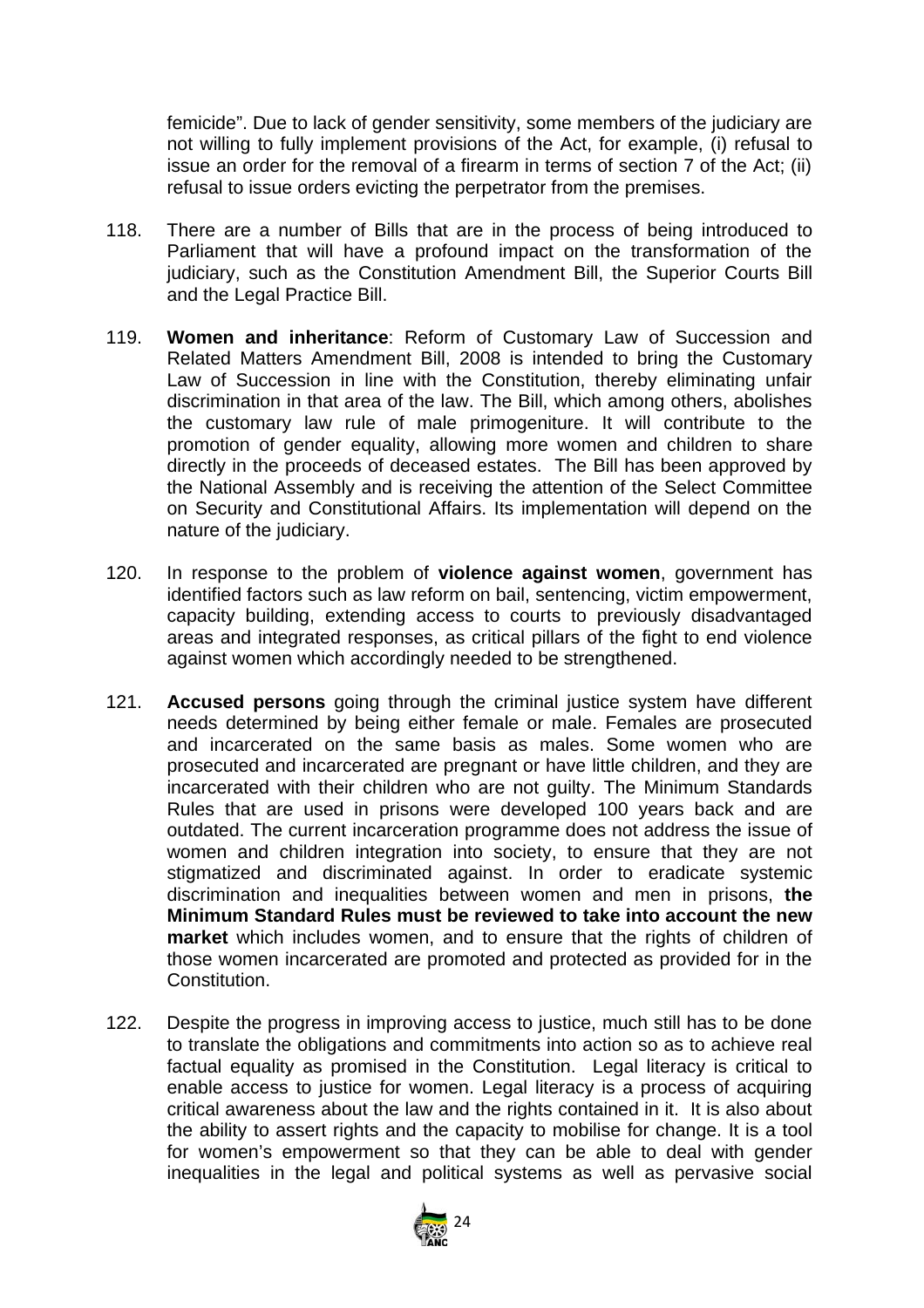femicide". Due to lack of gender sensitivity, some members of the judiciary are not willing to fully implement provisions of the Act, for example, (i) refusal to issue an order for the removal of a firearm in terms of section 7 of the Act; (ii) refusal to issue orders evicting the perpetrator from the premises.

118. There are a number of Bills that are in the process of being introduced to Parliament that will have a profound impact on the transformation of the judiciary, such as the Constitution Amendment Bill, the Superior Courts Bill and the Legal Practice Bill.

119. **Women and inheritance**: Reform of Customary Law of Succession and Related Matters Amendment Bill, 2008 is intended to bring the Customary Law of Succession in line with the Constitution, thereby eliminating unfair discrimination in that area of the law. The Bill, which among others, abolishes the customary law rule of male primogeniture. It will contribute to the promotion of gender equality, allowing more women and children to share directly in the proceeds of deceased estates. The Bill has been approved by the National Assembly and is receiving the attention of the Select Committee on Security and Constitutional Affairs. Its implementation will depend on the nature of the judiciary.

120. In response to the problem of **violence against women**, government has identified factors such as law reform on bail, sentencing, victim empowerment, capacity building, extending access to courts to previously disadvantaged areas and integrated responses, as critical pillars of the fight to end violence against women which accordingly needed to be strengthened.

121. **Accused persons** going through the criminal justice system have different needs determined by being either female or male. Females are prosecuted and incarcerated on the same basis as males. Some women who are prosecuted and incarcerated are pregnant or have little children, and they are incarcerated with their children who are not guilty. The Minimum Standards Rules that are used in prisons were developed 100 years back and are outdated. The current incarceration programme does not address the issue of women and children integration into society, to ensure that they are not stigmatized and discriminated against. In order to eradicate systemic discrimination and inequalities between women and men in prisons, **the Minimum Standard Rules must be reviewed to take into account the new market** which includes women, and to ensure that the rights of children of those women incarcerated are promoted and protected as provided for in the Constitution.

122. Despite the progress in improving access to justice, much still has to be done to translate the obligations and commitments into action so as to achieve real factual equality as promised in the Constitution. Legal literacy is critical to enable access to justice for women. Legal literacy is a process of acquiring critical awareness about the law and the rights contained in it. It is also about the ability to assert rights and the capacity to mobilise for change. It is a tool for women's empowerment so that they can be able to deal with gender inequalities in the legal and political systems as well as pervasive social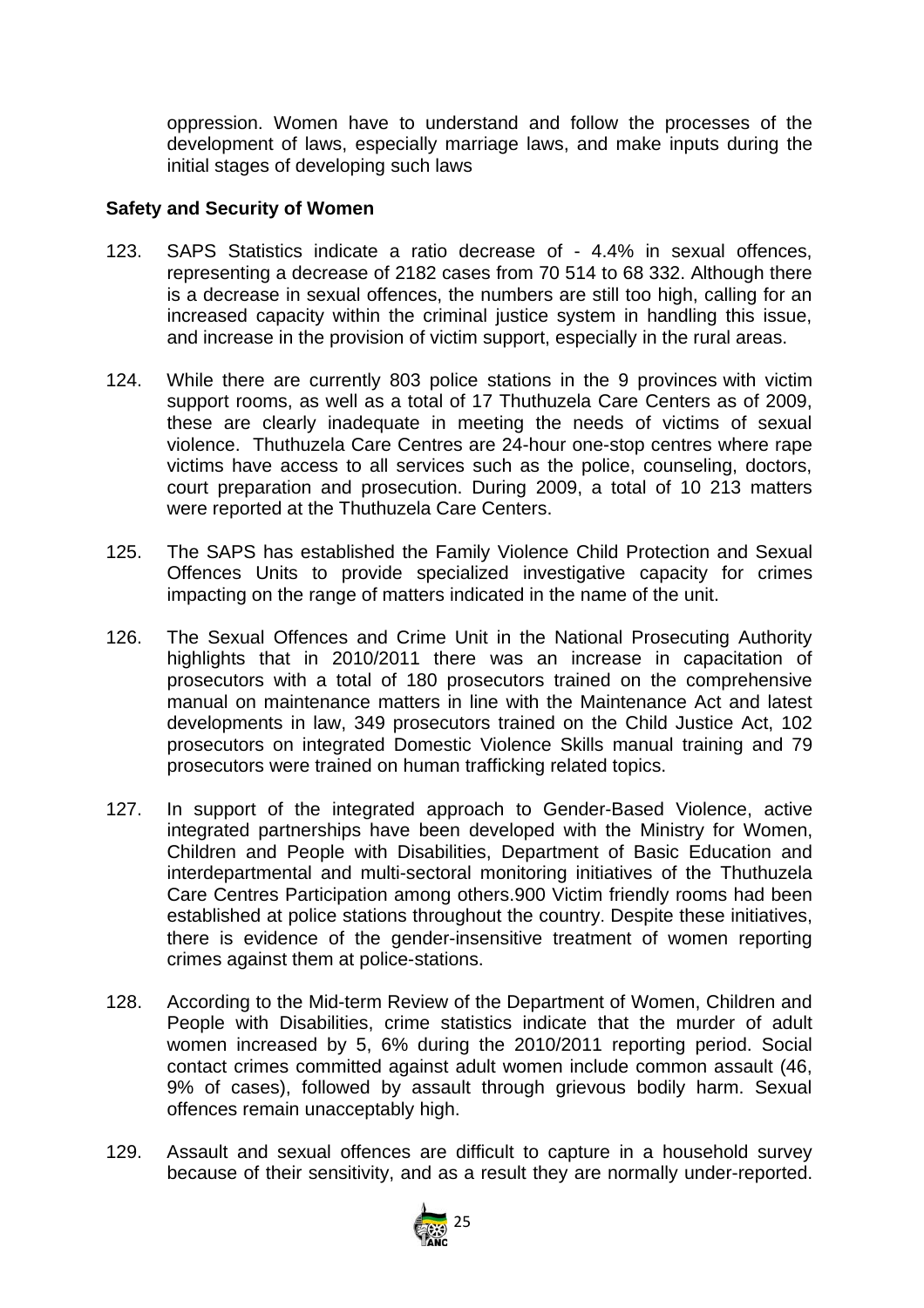oppression. Women have to understand and follow the processes of the development of laws, especially marriage laws, and make inputs during the initial stages of developing such laws

**Safety and Security of Women**

123. SAPS Statistics indicate a ratio decrease of - 4.4% in sexual offences, representing a decrease of 2182 cases from 70 514 to 68 332. Although there is a decrease in sexual offences, the numbers are still too high, calling for an increased capacity within the criminal justice system in handling this issue, and increase in the provision of victim support, especially in the rural areas.

124. While there are currently 803 police stations in the 9 provinces with victim support rooms, as well as a total of 17 Thuthuzela Care Centers as of 2009, these are clearly inadequate in meeting the needs of victims of sexual violence. Thuthuzela Care Centres are 24-hour one-stop centres where rape victims have access to all services such as the police, counseling, doctors, court preparation and prosecution. During 2009, a total of 10 213 matters were reported at the Thuthuzela Care Centers.

125. The SAPS has established the Family Violence Child Protection and Sexual Offences Units to provide specialized investigative capacity for crimes impacting on the range of matters indicated in the name of the unit.

126. The Sexual Offences and Crime Unit in the National Prosecuting Authority highlights that in 2010/2011 there was an increase in capacitation of prosecutors with a total of 180 prosecutors trained on the comprehensive manual on maintenance matters in line with the Maintenance Act and latest developments in law, 349 prosecutors trained on the Child Justice Act, 102 prosecutors on integrated Domestic Violence Skills manual training and 79 prosecutors were trained on human trafficking related topics.

127. In support of the integrated approach to Gender-Based Violence, active integrated partnerships have been developed with the Ministry for Women, Children and People with Disabilities, Department of Basic Education and interdepartmental and multi-sectoral monitoring initiatives of the Thuthuzela Care Centres Participation among others.900 Victim friendly rooms had been established at police stations throughout the country. Despite these initiatives, there is evidence of the gender-insensitive treatment of women reporting crimes against them at police-stations.

128. According to the Mid-term Review of the Department of Women, Children and People with Disabilities, crime statistics indicate that the murder of adult women increased by 5, 6% during the 2010/2011 reporting period. Social contact crimes committed against adult women include common assault (46, 9% of cases), followed by assault through grievous bodily harm. Sexual offences remain unacceptably high.

129. Assault and sexual offences are difficult to capture in a household survey because of their sensitivity, and as a result they are normally under-reported.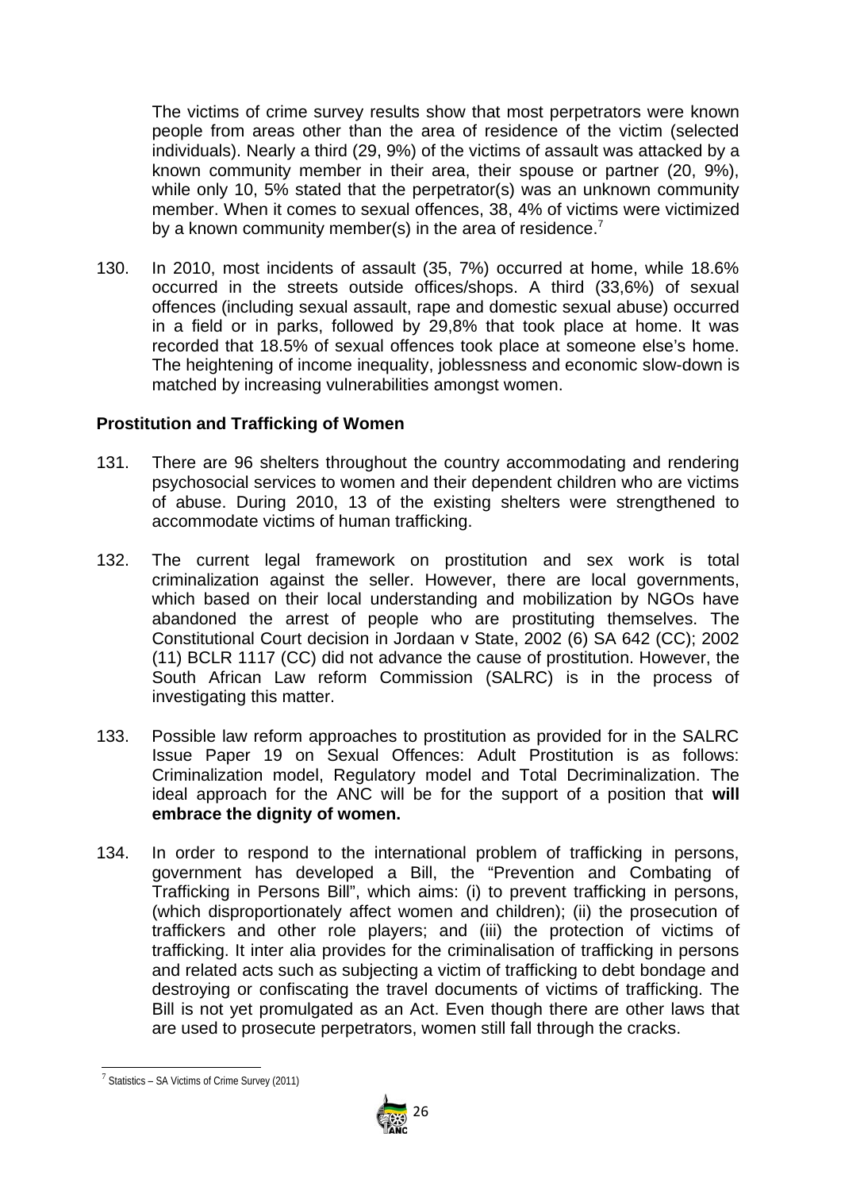The victims of crime survey results show that most perpetrators were known people from areas other than the area of residence of the victim (selected individuals). Nearly a third (29, 9%) of the victims of assault was attacked by a known community member in their area, their spouse or partner (20, 9%), while only 10, 5% stated that the perpetrator(s) was an unknown community member. When it comes to sexual offences, 38, 4% of victims were victimized by a known community member(s) in the area of residence.[7]

130. In 2010, most incidents of assault (35, 7%) occurred at home, while 18.6% occurred in the streets outside offices/shops. A third (33,6%) of sexual offences (including sexual assault, rape and domestic sexual abuse) occurred in a field or in parks, followed by 29,8% that took place at home. It was recorded that 18.5% of sexual offences took place at someone else's home. The heightening of income inequality, joblessness and economic slow-down is matched by increasing vulnerabilities amongst women.

**Prostitution and Trafficking of Women**

131. There are 96 shelters throughout the country accommodating and rendering psychosocial services to women and their dependent children who are victims of abuse. During 2010, 13 of the existing shelters were strengthened to accommodate victims of human trafficking.

132. The current legal framework on prostitution and sex work is total criminalization against the seller. However, there are local governments, which based on their local understanding and mobilization by NGOs have abandoned the arrest of people who are prostituting themselves. The Constitutional Court decision in Jordaan v State, 2002 (6) SA 642 (CC); 2002 (11) BCLR 1117 (CC) did not advance the cause of prostitution. However, the South African Law reform Commission (SALRC) is in the process of investigating this matter.

133. Possible law reform approaches to prostitution as provided for in the SALRC Issue Paper 19 on Sexual Offences: Adult Prostitution is as follows: Criminalization model, Regulatory model and Total Decriminalization. The ideal approach for the ANC will be for the support of a position that **will embrace the dignity of women.**

134. In order to respond to the international problem of trafficking in persons, government has developed a Bill, the "Prevention and Combating of Trafficking in Persons Bill", which aims: (i) to prevent trafficking in persons, (which disproportionately affect women and children); (ii) the prosecution of traffickers and other role players; and (iii) the protection of victims of trafficking. It inter alia provides for the criminalisation of trafficking in persons and related acts such as subjecting a victim of trafficking to debt bondage and destroying or confiscating the travel documents of victims of trafficking. The Bill is not yet promulgated as an Act. Even though there are other laws that are used to prosecute perpetrators, women still fall through the cracks.

[7] Statistics – SA Victims of Crime Survey (2011)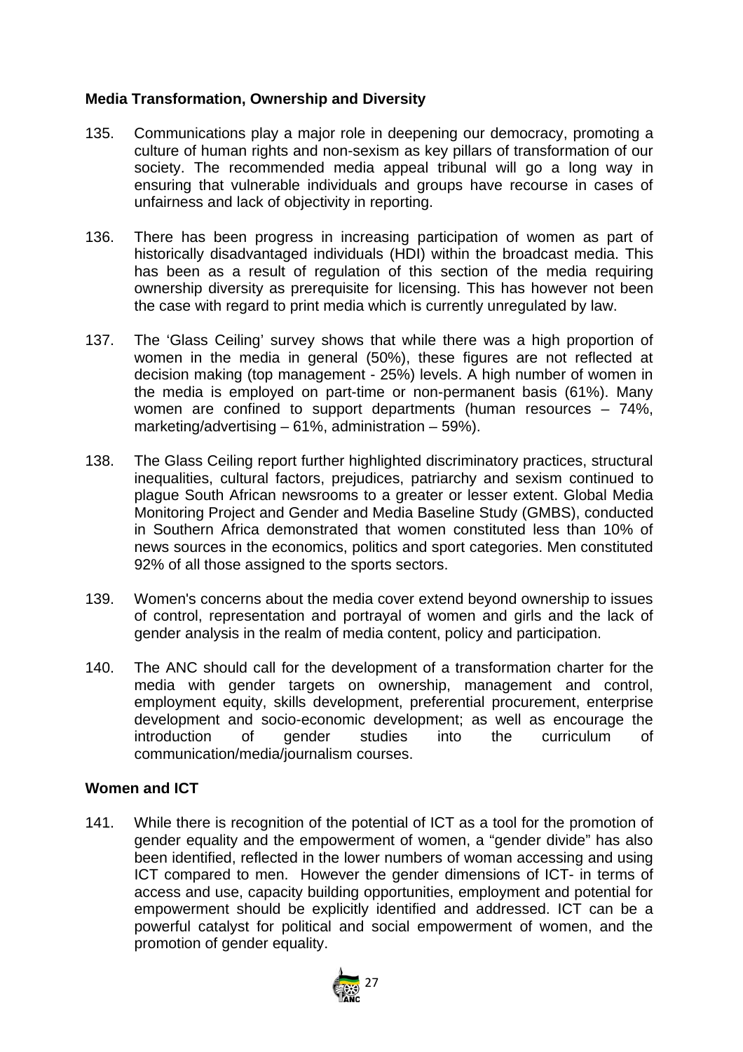## Media Transformation, Ownership and Diversity

135. Communications play a major role in deepening our democracy, promoting a culture of human rights and non-sexism as key pillars of transformation of our society. The recommended media appeal tribunal will go a long way in ensuring that vulnerable individuals and groups have recourse in cases of unfairness and lack of objectivity in reporting.

136. There has been progress in increasing participation of women as part of historically disadvantaged individuals (HDI) within the broadcast media. This has been as a result of regulation of this section of the media requiring ownership diversity as prerequisite for licensing. This has however not been the case with regard to print media which is currently unregulated by law.

137. The 'Glass Ceiling' survey shows that while there was a high proportion of women in the media in general (50%), these figures are not reflected at decision making (top management - 25%) levels. A high number of women in the media is employed on part-time or non-permanent basis (61%). Many women are confined to support departments (human resources – 74%, marketing/advertising – 61%, administration – 59%).

138. The Glass Ceiling report further highlighted discriminatory practices, structural inequalities, cultural factors, prejudices, patriarchy and sexism continued to plague South African newsrooms to a greater or lesser extent. Global Media Monitoring Project and Gender and Media Baseline Study (GMBS), conducted in Southern Africa demonstrated that women constituted less than 10% of news sources in the economics, politics and sport categories. Men constituted 92% of all those assigned to the sports sectors.

139. Women's concerns about the media cover extend beyond ownership to issues of control, representation and portrayal of women and girls and the lack of gender analysis in the realm of media content, policy and participation.

140. The ANC should call for the development of a transformation charter for the media with gender targets on ownership, management and control, employment equity, skills development, preferential procurement, enterprise development and socio-economic development; as well as encourage the introduction of gender studies into the curriculum of communication/media/journalism courses.

## Women and ICT

141. While there is recognition of the potential of ICT as a tool for the promotion of gender equality and the empowerment of women, a "gender divide" has also been identified, reflected in the lower numbers of woman accessing and using ICT compared to men. However the gender dimensions of ICT- in terms of access and use, capacity building opportunities, employment and potential for empowerment should be explicitly identified and addressed. ICT can be a powerful catalyst for political and social empowerment of women, and the promotion of gender equality.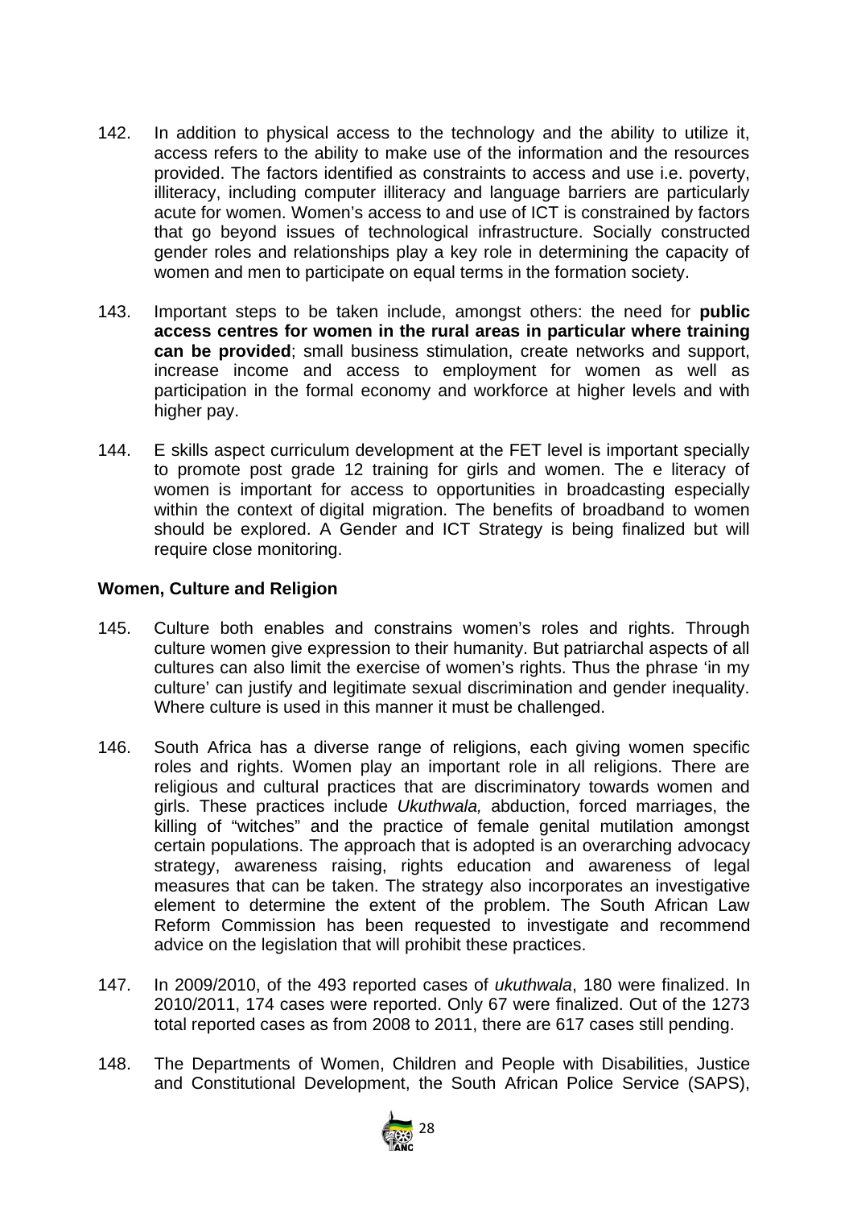142. In addition to physical access to the technology and the ability to utilize it, access refers to the ability to make use of the information and the resources provided. The factors identified as constraints to access and use i.e. poverty, illiteracy, including computer illiteracy and language barriers are particularly acute for women. Women's access to and use of ICT is constrained by factors that go beyond issues of technological infrastructure. Socially constructed gender roles and relationships play a key role in determining the capacity of women and men to participate on equal terms in the formation society.

143. Important steps to be taken include, amongst others: the need for **public access centres for women in the rural areas in particular where training can be provided**; small business stimulation, create networks and support, increase income and access to employment for women as well as participation in the formal economy and workforce at higher levels and with higher pay.

144. E skills aspect curriculum development at the FET level is important specially to promote post grade 12 training for girls and women. The e literacy of women is important for access to opportunities in broadcasting especially within the context of digital migration. The benefits of broadband to women should be explored. A Gender and ICT Strategy is being finalized but will require close monitoring.

**Women, Culture and Religion**

145. Culture both enables and constrains women's roles and rights. Through culture women give expression to their humanity. But patriarchal aspects of all cultures can also limit the exercise of women's rights. Thus the phrase 'in my culture' can justify and legitimate sexual discrimination and gender inequality. Where culture is used in this manner it must be challenged.

146. South Africa has a diverse range of religions, each giving women specific roles and rights. Women play an important role in all religions. There are religious and cultural practices that are discriminatory towards women and girls. These practices include *Ukuthwala,* abduction, forced marriages, the killing of "witches" and the practice of female genital mutilation amongst certain populations. The approach that is adopted is an overarching advocacy strategy, awareness raising, rights education and awareness of legal measures that can be taken. The strategy also incorporates an investigative element to determine the extent of the problem. The South African Law Reform Commission has been requested to investigate and recommend advice on the legislation that will prohibit these practices.

147. In 2009/2010, of the 493 reported cases of *ukuthwala*, 180 were finalized. In 2010/2011, 174 cases were reported. Only 67 were finalized. Out of the 1273 total reported cases as from 2008 to 2011, there are 617 cases still pending.

148. The Departments of Women, Children and People with Disabilities, Justice and Constitutional Development, the South African Police Service (SAPS),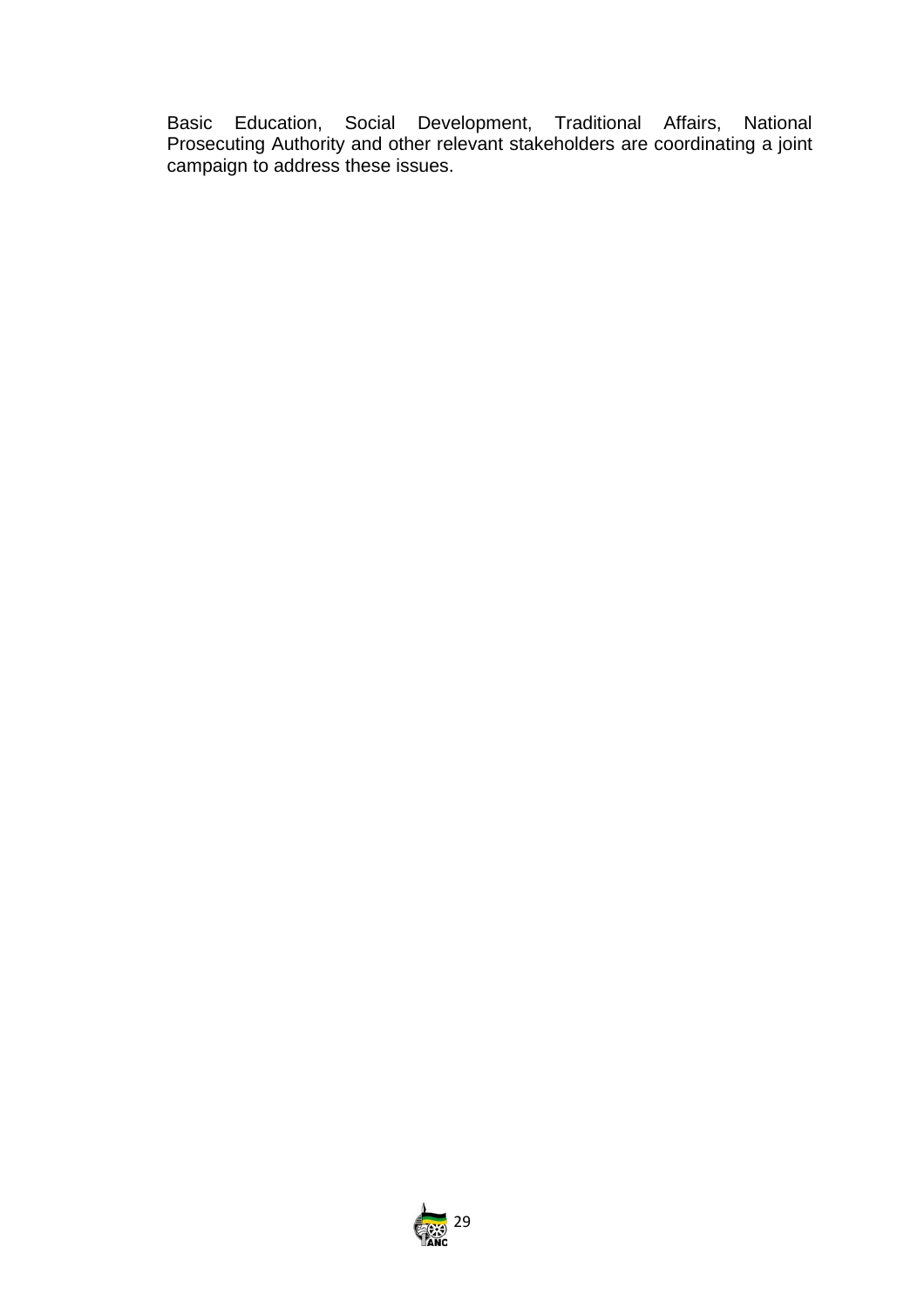Basic Education, Social Development, Traditional Affairs, National Prosecuting Authority and other relevant stakeholders are coordinating a joint campaign to address these issues.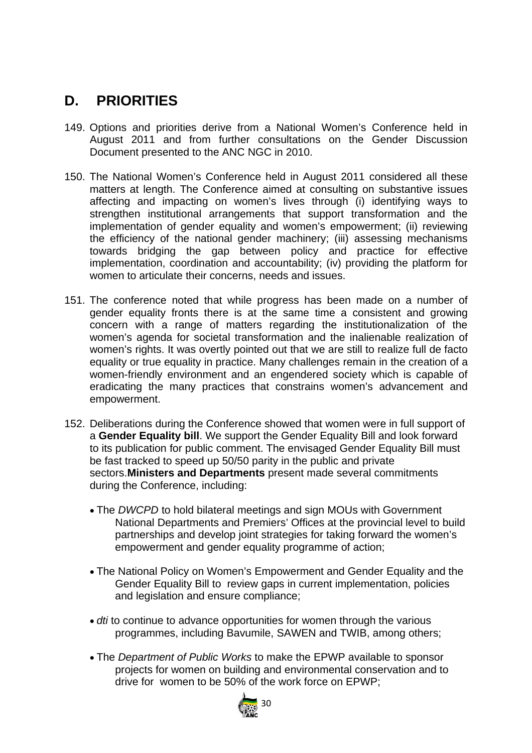## D. PRIORITIES

149. Options and priorities derive from a National Women's Conference held in August 2011 and from further consultations on the Gender Discussion Document presented to the ANC NGC in 2010.

150. The National Women's Conference held in August 2011 considered all these matters at length. The Conference aimed at consulting on substantive issues affecting and impacting on women's lives through (i) identifying ways to strengthen institutional arrangements that support transformation and the implementation of gender equality and women's empowerment; (ii) reviewing the efficiency of the national gender machinery; (iii) assessing mechanisms towards bridging the gap between policy and practice for effective implementation, coordination and accountability; (iv) providing the platform for women to articulate their concerns, needs and issues.

151. The conference noted that while progress has been made on a number of gender equality fronts there is at the same time a consistent and growing concern with a range of matters regarding the institutionalization of the women's agenda for societal transformation and the inalienable realization of women's rights. It was overtly pointed out that we are still to realize full de facto equality or true equality in practice. Many challenges remain in the creation of a women-friendly environment and an engendered society which is capable of eradicating the many practices that constrains women's advancement and empowerment.

152. Deliberations during the Conference showed that women were in full support of a **Gender Equality bill**. We support the Gender Equality Bill and look forward to its publication for public comment. The envisaged Gender Equality Bill must be fast tracked to speed up 50/50 parity in the public and private sectors.**Ministers and Departments** present made several commitments during the Conference, including:

    - The *DWCPD* to hold bilateral meetings and sign MOUs with Government National Departments and Premiers' Offices at the provincial level to build partnerships and develop joint strategies for taking forward the women's empowerment and gender equality programme of action;

    - The National Policy on Women's Empowerment and Gender Equality and the Gender Equality Bill to review gaps in current implementation, policies and legislation and ensure compliance;

    - *dti* to continue to advance opportunities for women through the various programmes, including Bavumile, SAWEN and TWIB, among others;

    - The *Department of Public Works* to make the EPWP available to sponsor projects for women on building and environmental conservation and to drive for women to be 50% of the work force on EPWP;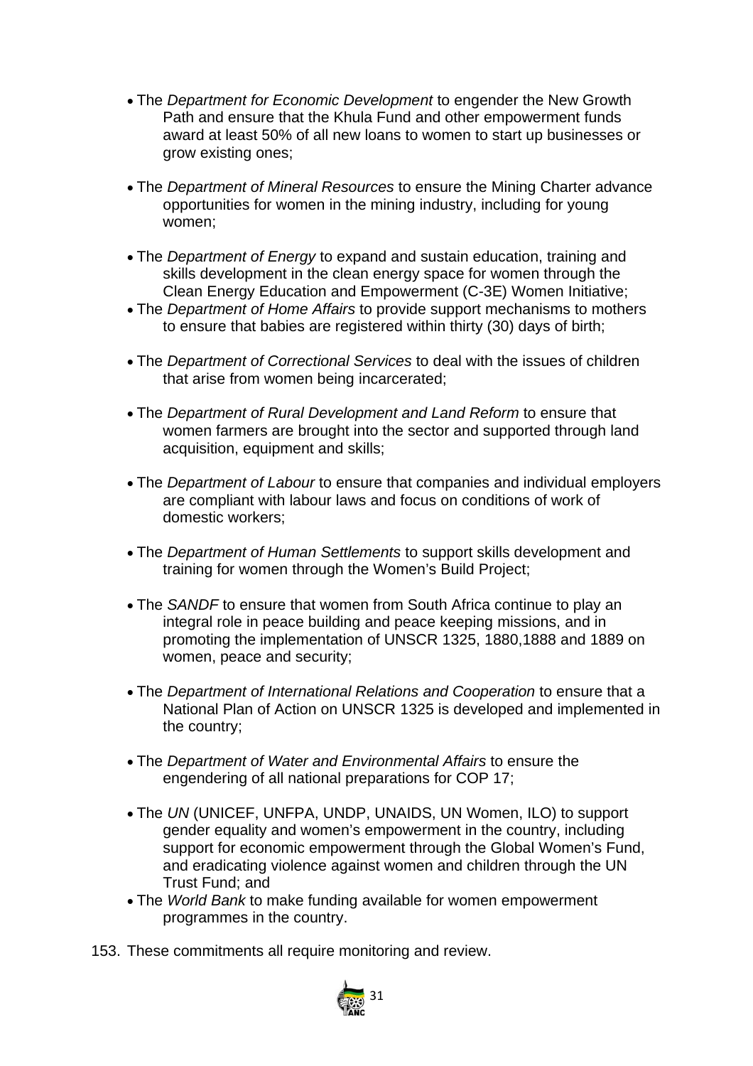- The *Department for Economic Development* to engender the New Growth Path and ensure that the Khula Fund and other empowerment funds award at least 50% of all new loans to women to start up businesses or grow existing ones;

- The *Department of Mineral Resources* to ensure the Mining Charter advance opportunities for women in the mining industry, including for young women;

- The *Department of Energy* to expand and sustain education, training and skills development in the clean energy space for women through the Clean Energy Education and Empowerment (C-3E) Women Initiative;
- The *Department of Home Affairs* to provide support mechanisms to mothers to ensure that babies are registered within thirty (30) days of birth;

- The *Department of Correctional Services* to deal with the issues of children that arise from women being incarcerated;

- The *Department of Rural Development and Land Reform* to ensure that women farmers are brought into the sector and supported through land acquisition, equipment and skills;

- The *Department of Labour* to ensure that companies and individual employers are compliant with labour laws and focus on conditions of work of domestic workers;

- The *Department of Human Settlements* to support skills development and training for women through the Women's Build Project;

- The *SANDF* to ensure that women from South Africa continue to play an integral role in peace building and peace keeping missions, and in promoting the implementation of UNSCR 1325, 1880,1888 and 1889 on women, peace and security;

- The *Department of International Relations and Cooperation* to ensure that a National Plan of Action on UNSCR 1325 is developed and implemented in the country;

- The *Department of Water and Environmental Affairs* to ensure the engendering of all national preparations for COP 17;

- The *UN* (UNICEF, UNFPA, UNDP, UNAIDS, UN Women, ILO) to support gender equality and women's empowerment in the country, including support for economic empowerment through the Global Women's Fund, and eradicating violence against women and children through the UN Trust Fund; and
- The *World Bank* to make funding available for women empowerment programmes in the country.

153. These commitments all require monitoring and review.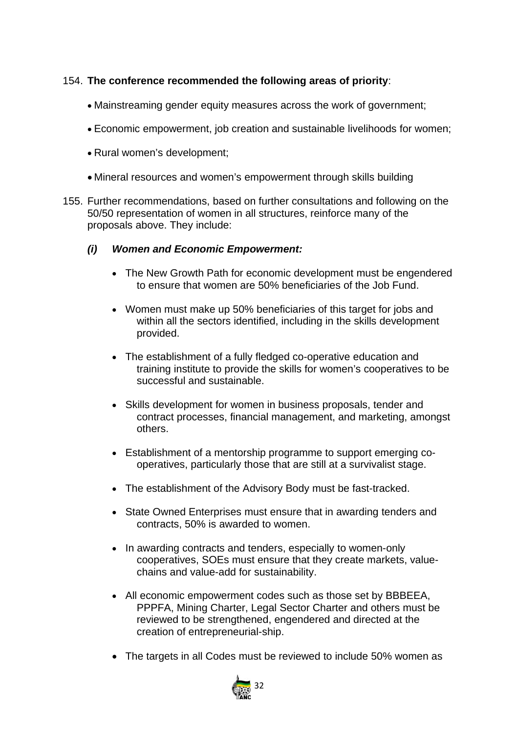154. **The conference recommended the following areas of priority**:

- Mainstreaming gender equity measures across the work of government;
- Economic empowerment, job creation and sustainable livelihoods for women;
- Rural women's development;
- Mineral resources and women's empowerment through skills building

155. Further recommendations, based on further consultations and following on the 50/50 representation of women in all structures, reinforce many of the proposals above. They include:

***(i) Women and Economic Empowerment:***

- The New Growth Path for economic development must be engendered to ensure that women are 50% beneficiaries of the Job Fund.
- Women must make up 50% beneficiaries of this target for jobs and within all the sectors identified, including in the skills development provided.
- The establishment of a fully fledged co-operative education and training institute to provide the skills for women's cooperatives to be successful and sustainable.
- Skills development for women in business proposals, tender and contract processes, financial management, and marketing, amongst others.
- Establishment of a mentorship programme to support emerging co-operatives, particularly those that are still at a survivalist stage.
- The establishment of the Advisory Body must be fast-tracked.
- State Owned Enterprises must ensure that in awarding tenders and contracts, 50% is awarded to women.
- In awarding contracts and tenders, especially to women-only cooperatives, SOEs must ensure that they create markets, value-chains and value-add for sustainability.
- All economic empowerment codes such as those set by BBBEEA, PPPFA, Mining Charter, Legal Sector Charter and others must be reviewed to be strengthened, engendered and directed at the creation of entrepreneurial-ship.
- The targets in all Codes must be reviewed to include 50% women as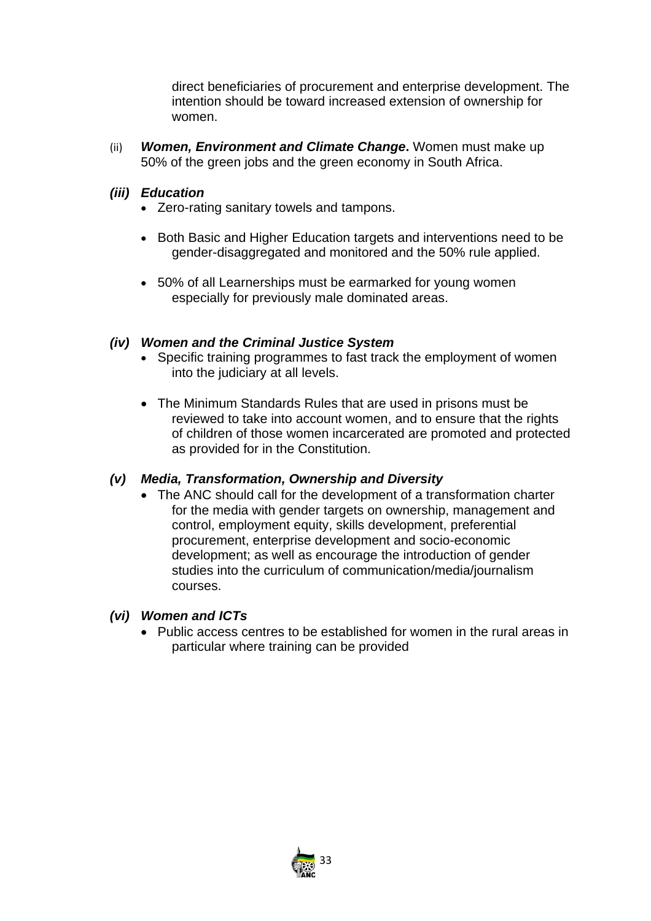direct beneficiaries of procurement and enterprise development. The intention should be toward increased extension of ownership for women.

(ii) ***Women, Environment and Climate Change*.** Women must make up 50% of the green jobs and the green economy in South Africa.

***(iii) Education***

- Zero-rating sanitary towels and tampons.
- Both Basic and Higher Education targets and interventions need to be gender-disaggregated and monitored and the 50% rule applied.
- 50% of all Learnerships must be earmarked for young women especially for previously male dominated areas.

***(iv) Women and the Criminal Justice System***

- Specific training programmes to fast track the employment of women into the judiciary at all levels.
- The Minimum Standards Rules that are used in prisons must be reviewed to take into account women, and to ensure that the rights of children of those women incarcerated are promoted and protected as provided for in the Constitution.

***(v) Media, Transformation, Ownership and Diversity***

- The ANC should call for the development of a transformation charter for the media with gender targets on ownership, management and control, employment equity, skills development, preferential procurement, enterprise development and socio-economic development; as well as encourage the introduction of gender studies into the curriculum of communication/media/journalism courses.

***(vi) Women and ICTs***

- Public access centres to be established for women in the rural areas in particular where training can be provided